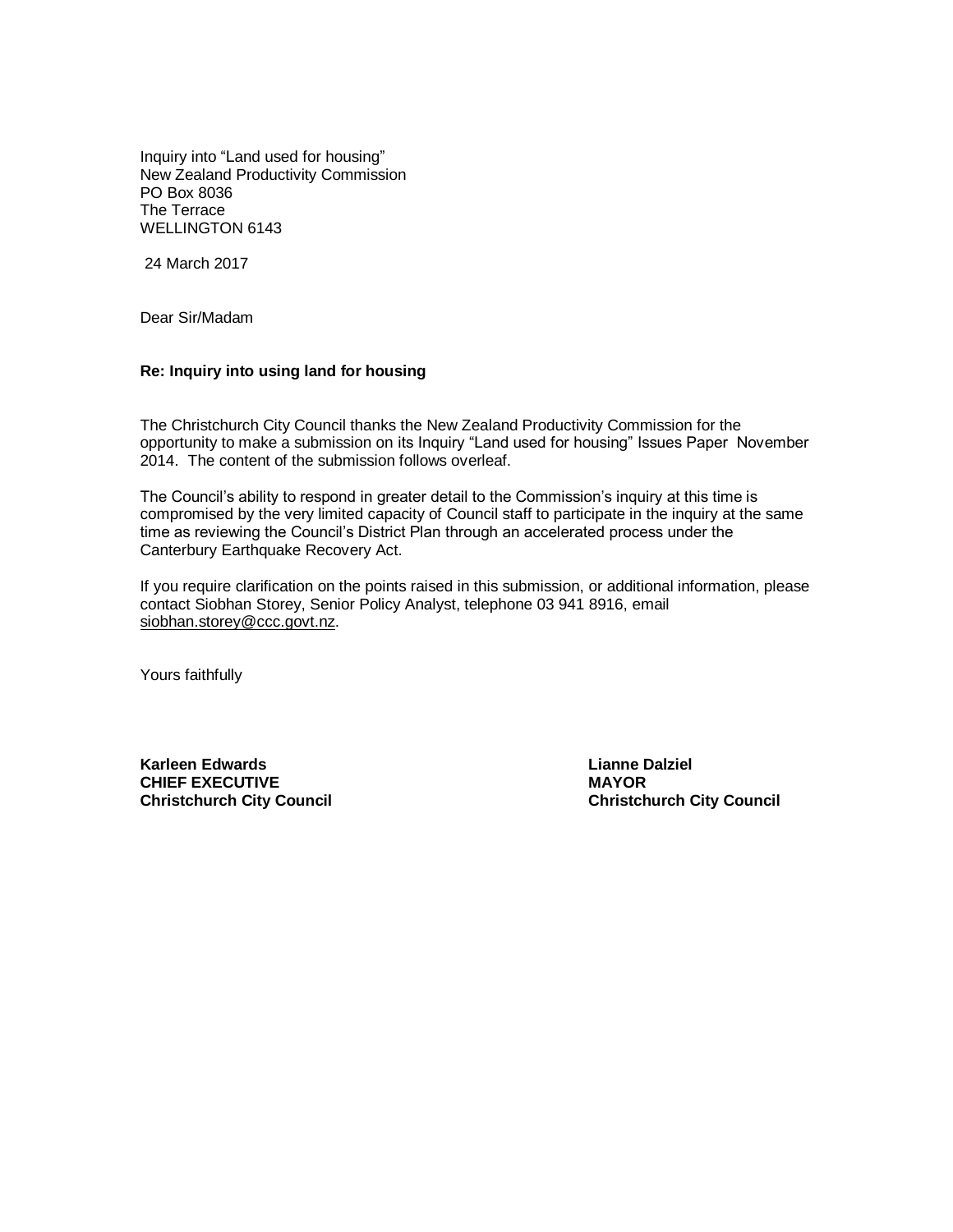Inquiry into "Land used for housing"
New Zealand Productivity Commission
PO Box 8036
The Terrace
WELLINGTON 6143

24 March 2017

Dear Sir/Madam

**Re: Inquiry into using land for housing**

The Christchurch City Council thanks the New Zealand Productivity Commission for the opportunity to make a submission on its Inquiry "Land used for housing" Issues Paper November 2014. The content of the submission follows overleaf.

The Council's ability to respond in greater detail to the Commission's inquiry at this time is compromised by the very limited capacity of Council staff to participate in the inquiry at the same time as reviewing the Council's District Plan through an accelerated process under the Canterbury Earthquake Recovery Act.

If you require clarification on the points raised in this submission, or additional information, please contact Siobhan Storey, Senior Policy Analyst, telephone 03 941 8916, email siobhan.storey@ccc.govt.nz.

Yours faithfully

**Karleen Edwards**
**CHIEF EXECUTIVE**
**Christchurch City Council**

**Lianne Dalziel**
**MAYOR**
**Christchurch City Council**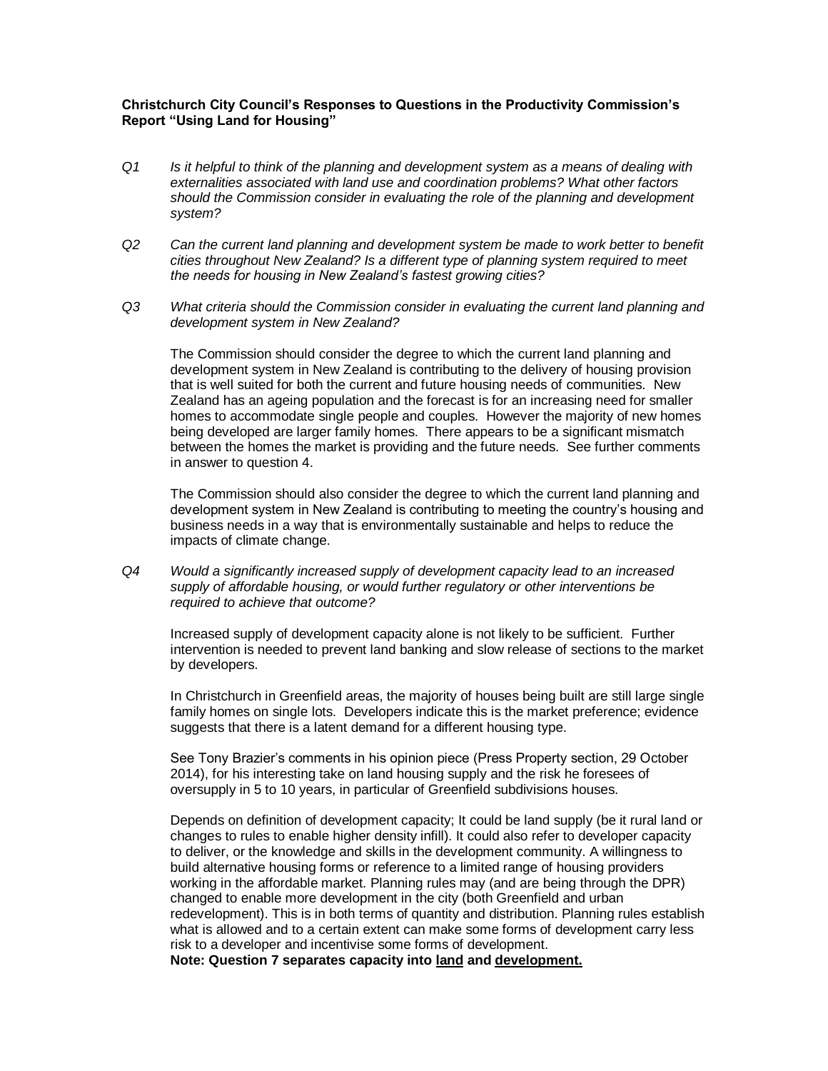**Christchurch City Council's Responses to Questions in the Productivity Commission's Report "Using Land for Housing"**

*Q1 Is it helpful to think of the planning and development system as a means of dealing with externalities associated with land use and coordination problems? What other factors should the Commission consider in evaluating the role of the planning and development system?*

*Q2 Can the current land planning and development system be made to work better to benefit cities throughout New Zealand? Is a different type of planning system required to meet the needs for housing in New Zealand's fastest growing cities?*

*Q3 What criteria should the Commission consider in evaluating the current land planning and development system in New Zealand?*

The Commission should consider the degree to which the current land planning and development system in New Zealand is contributing to the delivery of housing provision that is well suited for both the current and future housing needs of communities. New Zealand has an ageing population and the forecast is for an increasing need for smaller homes to accommodate single people and couples. However the majority of new homes being developed are larger family homes. There appears to be a significant mismatch between the homes the market is providing and the future needs. See further comments in answer to question 4.

The Commission should also consider the degree to which the current land planning and development system in New Zealand is contributing to meeting the country's housing and business needs in a way that is environmentally sustainable and helps to reduce the impacts of climate change.

*Q4 Would a significantly increased supply of development capacity lead to an increased supply of affordable housing, or would further regulatory or other interventions be required to achieve that outcome?*

Increased supply of development capacity alone is not likely to be sufficient. Further intervention is needed to prevent land banking and slow release of sections to the market by developers.

In Christchurch in Greenfield areas, the majority of houses being built are still large single family homes on single lots. Developers indicate this is the market preference; evidence suggests that there is a latent demand for a different housing type.

See Tony Brazier's comments in his opinion piece (Press Property section, 29 October 2014), for his interesting take on land housing supply and the risk he foresees of oversupply in 5 to 10 years, in particular of Greenfield subdivisions houses.

Depends on definition of development capacity; It could be land supply (be it rural land or changes to rules to enable higher density infill). It could also refer to developer capacity to deliver, or the knowledge and skills in the development community. A willingness to build alternative housing forms or reference to a limited range of housing providers working in the affordable market. Planning rules may (and are being through the DPR) changed to enable more development in the city (both Greenfield and urban redevelopment). This is in both terms of quantity and distribution. Planning rules establish what is allowed and to a certain extent can make some forms of development carry less risk to a developer and incentivise some forms of development.
**Note: Question 7 separates capacity into <u>land</u> and <u>development.</u>**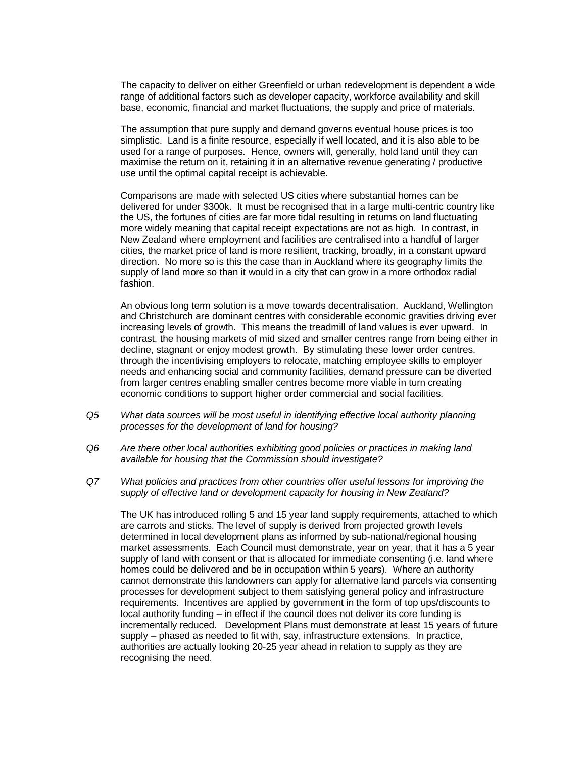The capacity to deliver on either Greenfield or urban redevelopment is dependent a wide range of additional factors such as developer capacity, workforce availability and skill base, economic, financial and market fluctuations, the supply and price of materials.

The assumption that pure supply and demand governs eventual house prices is too simplistic. Land is a finite resource, especially if well located, and it is also able to be used for a range of purposes. Hence, owners will, generally, hold land until they can maximise the return on it, retaining it in an alternative revenue generating / productive use until the optimal capital receipt is achievable.

Comparisons are made with selected US cities where substantial homes can be delivered for under $300k. It must be recognised that in a large multi-centric country like the US, the fortunes of cities are far more tidal resulting in returns on land fluctuating more widely meaning that capital receipt expectations are not as high. In contrast, in New Zealand where employment and facilities are centralised into a handful of larger cities, the market price of land is more resilient, tracking, broadly, in a constant upward direction. No more so is this the case than in Auckland where its geography limits the supply of land more so than it would in a city that can grow in a more orthodox radial fashion.

An obvious long term solution is a move towards decentralisation. Auckland, Wellington and Christchurch are dominant centres with considerable economic gravities driving ever increasing levels of growth. This means the treadmill of land values is ever upward. In contrast, the housing markets of mid sized and smaller centres range from being either in decline, stagnant or enjoy modest growth. By stimulating these lower order centres, through the incentivising employers to relocate, matching employee skills to employer needs and enhancing social and community facilities, demand pressure can be diverted from larger centres enabling smaller centres become more viable in turn creating economic conditions to support higher order commercial and social facilities.

*Q5 What data sources will be most useful in identifying effective local authority planning processes for the development of land for housing?*

*Q6 Are there other local authorities exhibiting good policies or practices in making land available for housing that the Commission should investigate?*

*Q7 What policies and practices from other countries offer useful lessons for improving the supply of effective land or development capacity for housing in New Zealand?*

The UK has introduced rolling 5 and 15 year land supply requirements, attached to which are carrots and sticks. The level of supply is derived from projected growth levels determined in local development plans as informed by sub-national/regional housing market assessments. Each Council must demonstrate, year on year, that it has a 5 year supply of land with consent or that is allocated for immediate consenting (i.e. land where homes could be delivered and be in occupation within 5 years). Where an authority cannot demonstrate this landowners can apply for alternative land parcels via consenting processes for development subject to them satisfying general policy and infrastructure requirements. Incentives are applied by government in the form of top ups/discounts to local authority funding – in effect if the council does not deliver its core funding is incrementally reduced. Development Plans must demonstrate at least 15 years of future supply – phased as needed to fit with, say, infrastructure extensions. In practice, authorities are actually looking 20-25 year ahead in relation to supply as they are recognising the need.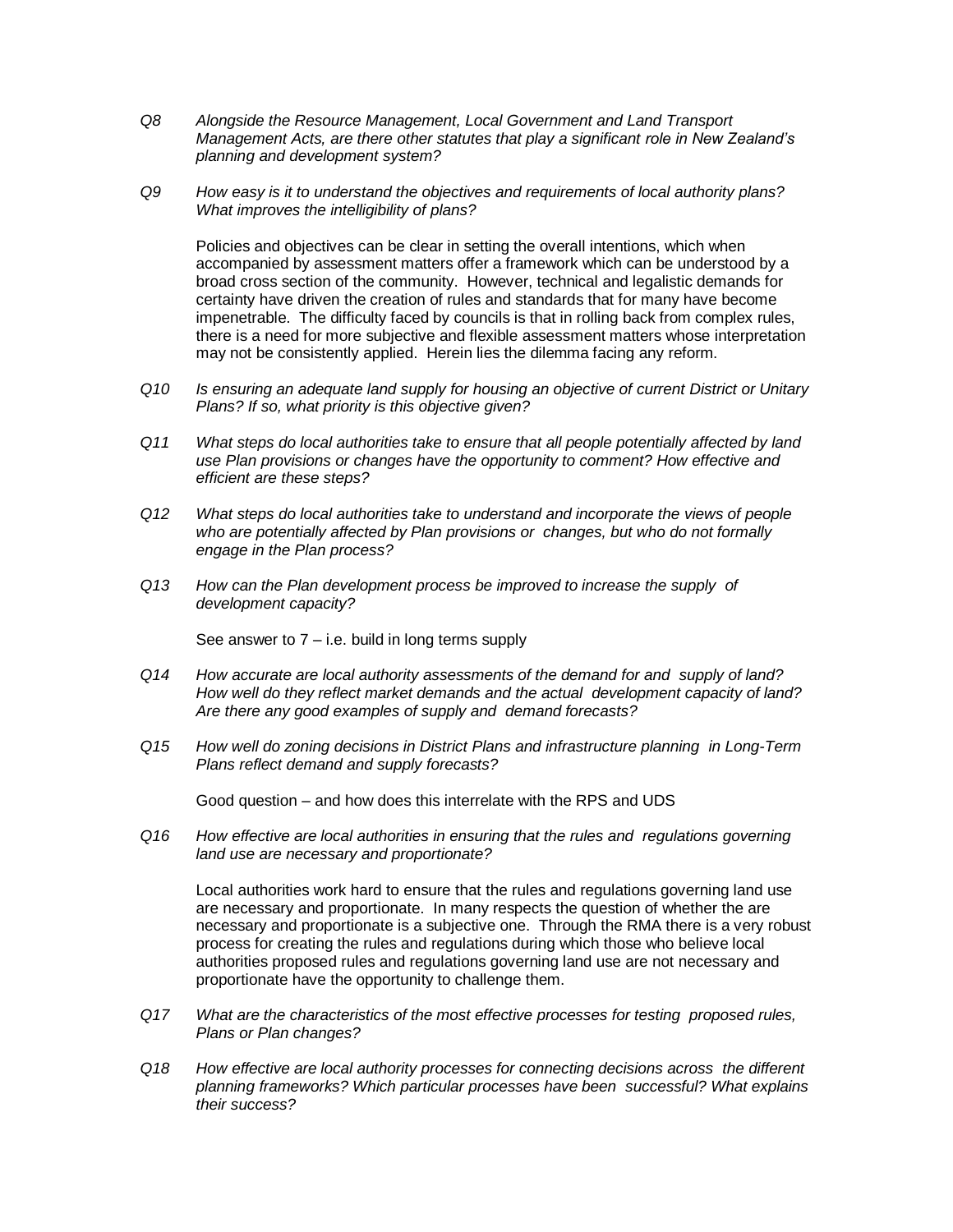*Q8 Alongside the Resource Management, Local Government and Land Transport Management Acts, are there other statutes that play a significant role in New Zealand's planning and development system?*

*Q9 How easy is it to understand the objectives and requirements of local authority plans? What improves the intelligibility of plans?*

Policies and objectives can be clear in setting the overall intentions, which when accompanied by assessment matters offer a framework which can be understood by a broad cross section of the community. However, technical and legalistic demands for certainty have driven the creation of rules and standards that for many have become impenetrable. The difficulty faced by councils is that in rolling back from complex rules, there is a need for more subjective and flexible assessment matters whose interpretation may not be consistently applied. Herein lies the dilemma facing any reform.

*Q10 Is ensuring an adequate land supply for housing an objective of current District or Unitary Plans? If so, what priority is this objective given?*

*Q11 What steps do local authorities take to ensure that all people potentially affected by land use Plan provisions or changes have the opportunity to comment? How effective and efficient are these steps?*

*Q12 What steps do local authorities take to understand and incorporate the views of people who are potentially affected by Plan provisions or changes, but who do not formally engage in the Plan process?*

*Q13 How can the Plan development process be improved to increase the supply of development capacity?*

See answer to 7 – i.e. build in long terms supply

*Q14 How accurate are local authority assessments of the demand for and supply of land? How well do they reflect market demands and the actual development capacity of land? Are there any good examples of supply and demand forecasts?*

*Q15 How well do zoning decisions in District Plans and infrastructure planning in Long-Term Plans reflect demand and supply forecasts?*

Good question – and how does this interrelate with the RPS and UDS

*Q16 How effective are local authorities in ensuring that the rules and regulations governing land use are necessary and proportionate?*

Local authorities work hard to ensure that the rules and regulations governing land use are necessary and proportionate. In many respects the question of whether the are necessary and proportionate is a subjective one. Through the RMA there is a very robust process for creating the rules and regulations during which those who believe local authorities proposed rules and regulations governing land use are not necessary and proportionate have the opportunity to challenge them.

*Q17 What are the characteristics of the most effective processes for testing proposed rules, Plans or Plan changes?*

*Q18 How effective are local authority processes for connecting decisions across the different planning frameworks? Which particular processes have been successful? What explains their success?*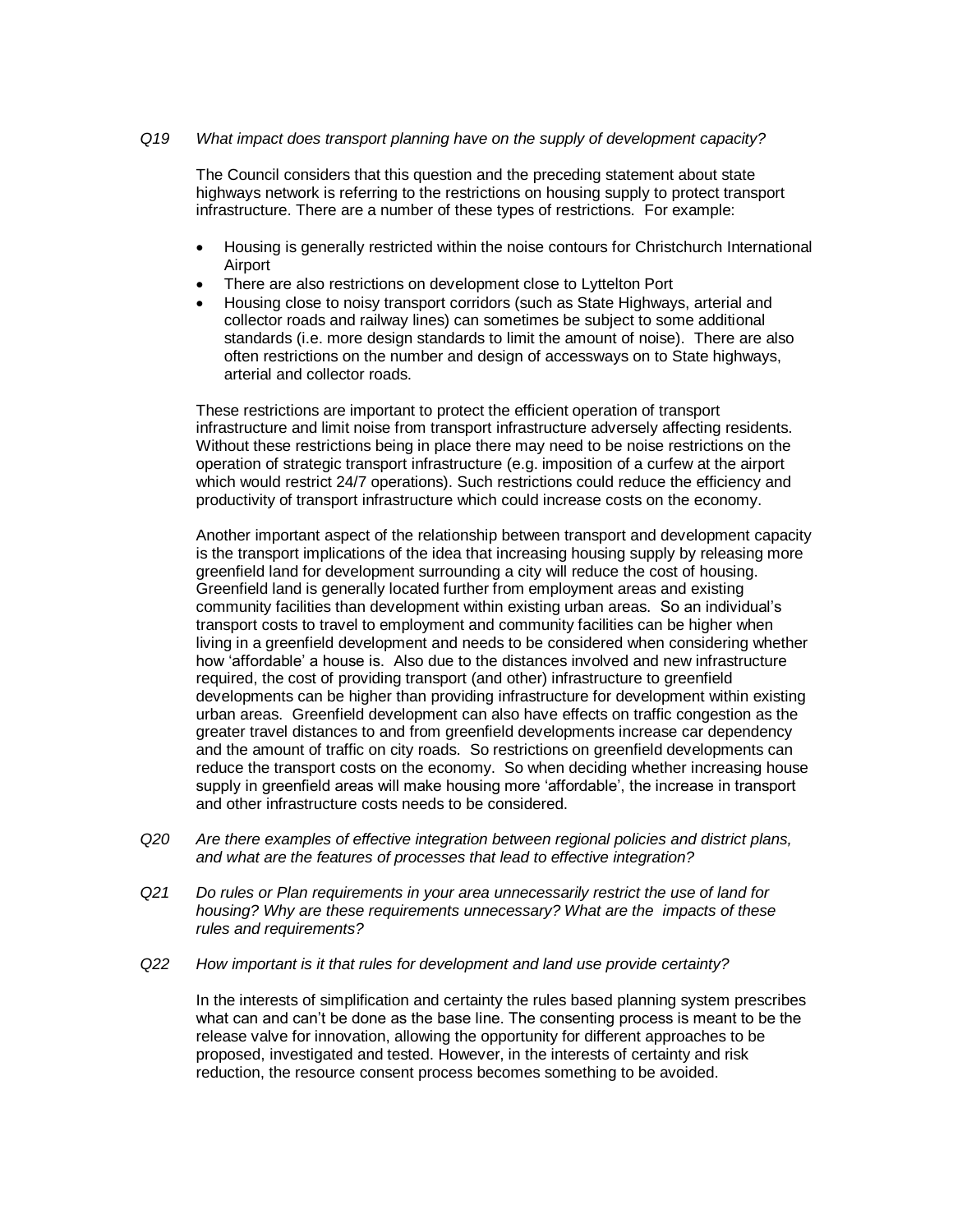*Q19 What impact does transport planning have on the supply of development capacity?*

The Council considers that this question and the preceding statement about state highways network is referring to the restrictions on housing supply to protect transport infrastructure. There are a number of these types of restrictions. For example:

- Housing is generally restricted within the noise contours for Christchurch International Airport
- There are also restrictions on development close to Lyttelton Port
- Housing close to noisy transport corridors (such as State Highways, arterial and collector roads and railway lines) can sometimes be subject to some additional standards (i.e. more design standards to limit the amount of noise). There are also often restrictions on the number and design of accessways on to State highways, arterial and collector roads.

These restrictions are important to protect the efficient operation of transport infrastructure and limit noise from transport infrastructure adversely affecting residents. Without these restrictions being in place there may need to be noise restrictions on the operation of strategic transport infrastructure (e.g. imposition of a curfew at the airport which would restrict 24/7 operations). Such restrictions could reduce the efficiency and productivity of transport infrastructure which could increase costs on the economy.

Another important aspect of the relationship between transport and development capacity is the transport implications of the idea that increasing housing supply by releasing more greenfield land for development surrounding a city will reduce the cost of housing. Greenfield land is generally located further from employment areas and existing community facilities than development within existing urban areas. So an individual's transport costs to travel to employment and community facilities can be higher when living in a greenfield development and needs to be considered when considering whether how 'affordable' a house is. Also due to the distances involved and new infrastructure required, the cost of providing transport (and other) infrastructure to greenfield developments can be higher than providing infrastructure for development within existing urban areas. Greenfield development can also have effects on traffic congestion as the greater travel distances to and from greenfield developments increase car dependency and the amount of traffic on city roads. So restrictions on greenfield developments can reduce the transport costs on the economy. So when deciding whether increasing house supply in greenfield areas will make housing more 'affordable', the increase in transport and other infrastructure costs needs to be considered.

*Q20 Are there examples of effective integration between regional policies and district plans, and what are the features of processes that lead to effective integration?*

*Q21 Do rules or Plan requirements in your area unnecessarily restrict the use of land for housing? Why are these requirements unnecessary? What are the impacts of these rules and requirements?*

*Q22 How important is it that rules for development and land use provide certainty?*

In the interests of simplification and certainty the rules based planning system prescribes what can and can't be done as the base line. The consenting process is meant to be the release valve for innovation, allowing the opportunity for different approaches to be proposed, investigated and tested. However, in the interests of certainty and risk reduction, the resource consent process becomes something to be avoided.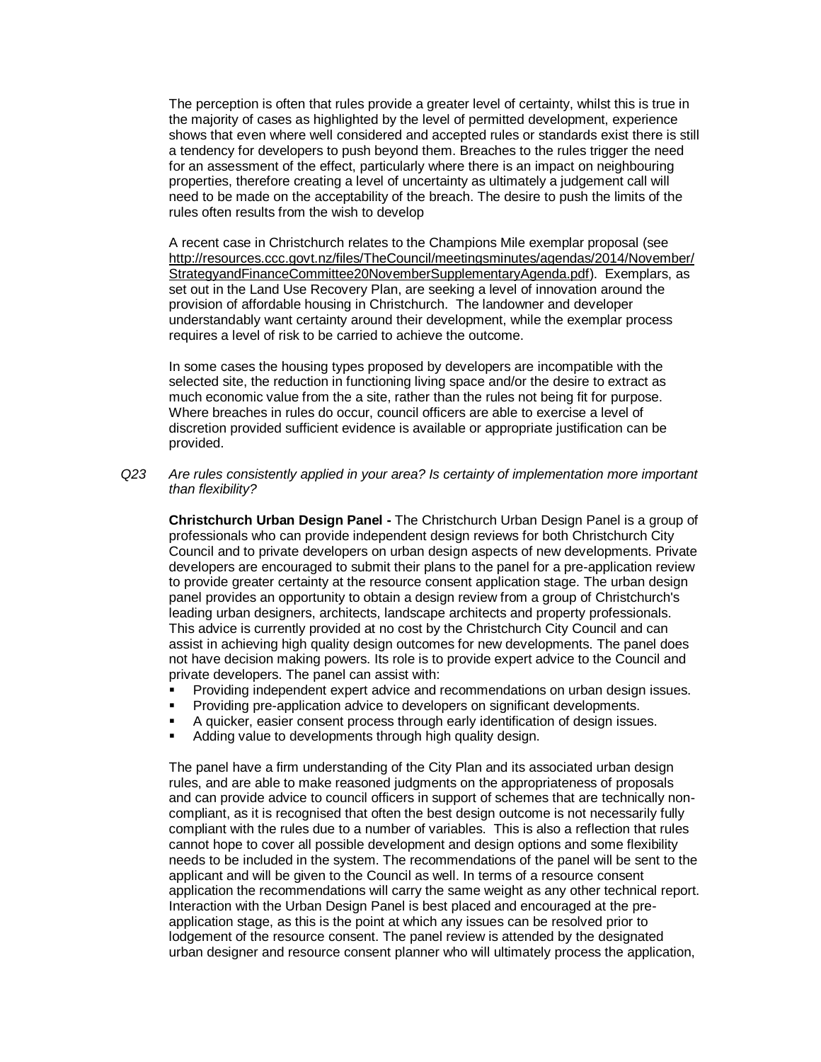The perception is often that rules provide a greater level of certainty, whilst this is true in the majority of cases as highlighted by the level of permitted development, experience shows that even where well considered and accepted rules or standards exist there is still a tendency for developers to push beyond them. Breaches to the rules trigger the need for an assessment of the effect, particularly where there is an impact on neighbouring properties, therefore creating a level of uncertainty as ultimately a judgement call will need to be made on the acceptability of the breach. The desire to push the limits of the rules often results from the wish to develop

A recent case in Christchurch relates to the Champions Mile exemplar proposal (see http://resources.ccc.govt.nz/files/TheCouncil/meetingsminutes/agendas/2014/November/StrategyandFinanceCommittee20NovemberSupplementaryAgenda.pdf). Exemplars, as set out in the Land Use Recovery Plan, are seeking a level of innovation around the provision of affordable housing in Christchurch. The landowner and developer understandably want certainty around their development, while the exemplar process requires a level of risk to be carried to achieve the outcome.

In some cases the housing types proposed by developers are incompatible with the selected site, the reduction in functioning living space and/or the desire to extract as much economic value from the a site, rather than the rules not being fit for purpose. Where breaches in rules do occur, council officers are able to exercise a level of discretion provided sufficient evidence is available or appropriate justification can be provided.

*Q23 Are rules consistently applied in your area? Is certainty of implementation more important than flexibility?*

**Christchurch Urban Design Panel -** The Christchurch Urban Design Panel is a group of professionals who can provide independent design reviews for both Christchurch City Council and to private developers on urban design aspects of new developments. Private developers are encouraged to submit their plans to the panel for a pre-application review to provide greater certainty at the resource consent application stage. The urban design panel provides an opportunity to obtain a design review from a group of Christchurch's leading urban designers, architects, landscape architects and property professionals. This advice is currently provided at no cost by the Christchurch City Council and can assist in achieving high quality design outcomes for new developments. The panel does not have decision making powers. Its role is to provide expert advice to the Council and private developers. The panel can assist with:

- Providing independent expert advice and recommendations on urban design issues.
- Providing pre-application advice to developers on significant developments.
- A quicker, easier consent process through early identification of design issues.
- Adding value to developments through high quality design.

The panel have a firm understanding of the City Plan and its associated urban design rules, and are able to make reasoned judgments on the appropriateness of proposals and can provide advice to council officers in support of schemes that are technically non-compliant, as it is recognised that often the best design outcome is not necessarily fully compliant with the rules due to a number of variables. This is also a reflection that rules cannot hope to cover all possible development and design options and some flexibility needs to be included in the system. The recommendations of the panel will be sent to the applicant and will be given to the Council as well. In terms of a resource consent application the recommendations will carry the same weight as any other technical report. Interaction with the Urban Design Panel is best placed and encouraged at the pre-application stage, as this is the point at which any issues can be resolved prior to lodgement of the resource consent. The panel review is attended by the designated urban designer and resource consent planner who will ultimately process the application,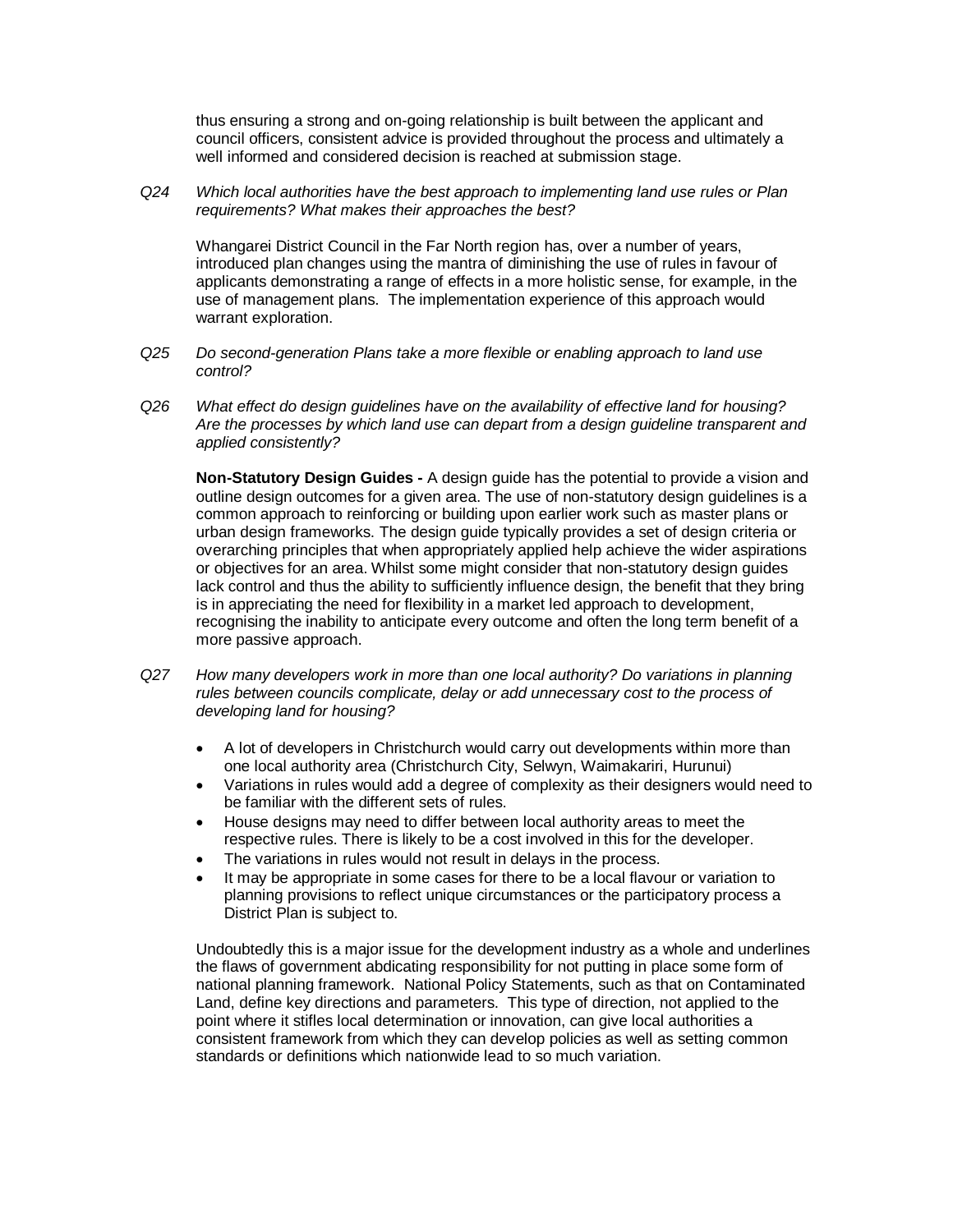thus ensuring a strong and on-going relationship is built between the applicant and council officers, consistent advice is provided throughout the process and ultimately a well informed and considered decision is reached at submission stage.

*Q24 Which local authorities have the best approach to implementing land use rules or Plan requirements? What makes their approaches the best?*

Whangarei District Council in the Far North region has, over a number of years, introduced plan changes using the mantra of diminishing the use of rules in favour of applicants demonstrating a range of effects in a more holistic sense, for example, in the use of management plans. The implementation experience of this approach would warrant exploration.

*Q25 Do second-generation Plans take a more flexible or enabling approach to land use control?*

*Q26 What effect do design guidelines have on the availability of effective land for housing? Are the processes by which land use can depart from a design guideline transparent and applied consistently?*

**Non-Statutory Design Guides -** A design guide has the potential to provide a vision and outline design outcomes for a given area. The use of non-statutory design guidelines is a common approach to reinforcing or building upon earlier work such as master plans or urban design frameworks. The design guide typically provides a set of design criteria or overarching principles that when appropriately applied help achieve the wider aspirations or objectives for an area. Whilst some might consider that non-statutory design guides lack control and thus the ability to sufficiently influence design, the benefit that they bring is in appreciating the need for flexibility in a market led approach to development, recognising the inability to anticipate every outcome and often the long term benefit of a more passive approach.

*Q27 How many developers work in more than one local authority? Do variations in planning rules between councils complicate, delay or add unnecessary cost to the process of developing land for housing?*

- A lot of developers in Christchurch would carry out developments within more than one local authority area (Christchurch City, Selwyn, Waimakariri, Hurunui)
- Variations in rules would add a degree of complexity as their designers would need to be familiar with the different sets of rules.
- House designs may need to differ between local authority areas to meet the respective rules. There is likely to be a cost involved in this for the developer.
- The variations in rules would not result in delays in the process.
- It may be appropriate in some cases for there to be a local flavour or variation to planning provisions to reflect unique circumstances or the participatory process a District Plan is subject to.

Undoubtedly this is a major issue for the development industry as a whole and underlines the flaws of government abdicating responsibility for not putting in place some form of national planning framework. National Policy Statements, such as that on Contaminated Land, define key directions and parameters. This type of direction, not applied to the point where it stifles local determination or innovation, can give local authorities a consistent framework from which they can develop policies as well as setting common standards or definitions which nationwide lead to so much variation.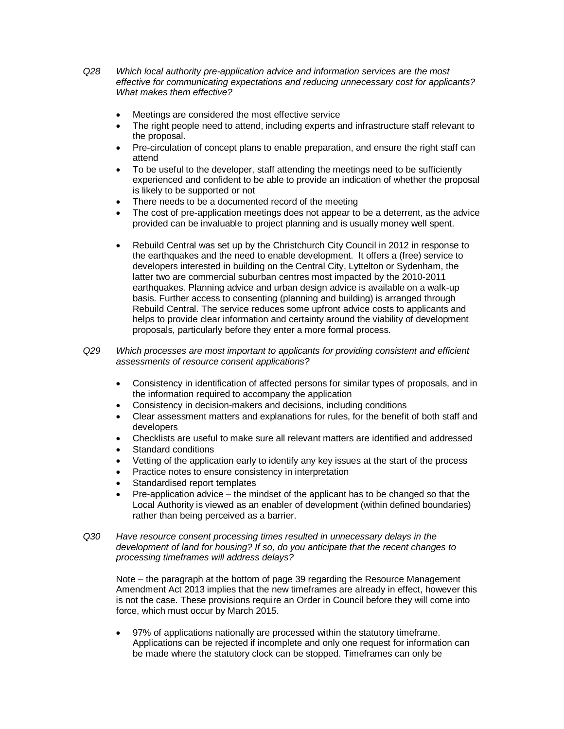*Q28 Which local authority pre-application advice and information services are the most effective for communicating expectations and reducing unnecessary cost for applicants? What makes them effective?*

- Meetings are considered the most effective service
- The right people need to attend, including experts and infrastructure staff relevant to the proposal.
- Pre-circulation of concept plans to enable preparation, and ensure the right staff can attend
- To be useful to the developer, staff attending the meetings need to be sufficiently experienced and confident to be able to provide an indication of whether the proposal is likely to be supported or not
- There needs to be a documented record of the meeting
- The cost of pre-application meetings does not appear to be a deterrent, as the advice provided can be invaluable to project planning and is usually money well spent.

- Rebuild Central was set up by the Christchurch City Council in 2012 in response to the earthquakes and the need to enable development. It offers a (free) service to developers interested in building on the Central City, Lyttelton or Sydenham, the latter two are commercial suburban centres most impacted by the 2010-2011 earthquakes. Planning advice and urban design advice is available on a walk-up basis. Further access to consenting (planning and building) is arranged through Rebuild Central. The service reduces some upfront advice costs to applicants and helps to provide clear information and certainty around the viability of development proposals, particularly before they enter a more formal process.

*Q29 Which processes are most important to applicants for providing consistent and efficient assessments of resource consent applications?*

- Consistency in identification of affected persons for similar types of proposals, and in the information required to accompany the application
- Consistency in decision-makers and decisions, including conditions
- Clear assessment matters and explanations for rules, for the benefit of both staff and developers
- Checklists are useful to make sure all relevant matters are identified and addressed
- Standard conditions
- Vetting of the application early to identify any key issues at the start of the process
- Practice notes to ensure consistency in interpretation
- Standardised report templates
- Pre-application advice – the mindset of the applicant has to be changed so that the Local Authority is viewed as an enabler of development (within defined boundaries) rather than being perceived as a barrier.

*Q30 Have resource consent processing times resulted in unnecessary delays in the development of land for housing? If so, do you anticipate that the recent changes to processing timeframes will address delays?*

Note – the paragraph at the bottom of page 39 regarding the Resource Management Amendment Act 2013 implies that the new timeframes are already in effect, however this is not the case. These provisions require an Order in Council before they will come into force, which must occur by March 2015.

- 97% of applications nationally are processed within the statutory timeframe. Applications can be rejected if incomplete and only one request for information can be made where the statutory clock can be stopped. Timeframes can only be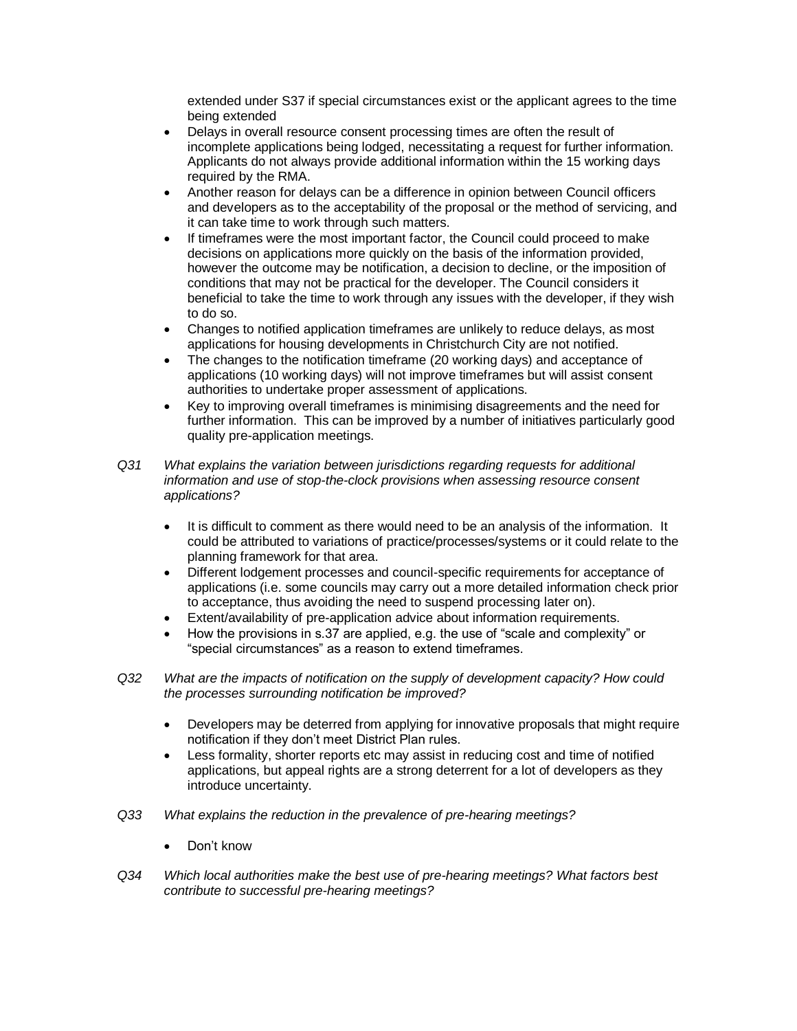extended under S37 if special circumstances exist or the applicant agrees to the time being extended

- Delays in overall resource consent processing times are often the result of incomplete applications being lodged, necessitating a request for further information. Applicants do not always provide additional information within the 15 working days required by the RMA.
- Another reason for delays can be a difference in opinion between Council officers and developers as to the acceptability of the proposal or the method of servicing, and it can take time to work through such matters.
- If timeframes were the most important factor, the Council could proceed to make decisions on applications more quickly on the basis of the information provided, however the outcome may be notification, a decision to decline, or the imposition of conditions that may not be practical for the developer. The Council considers it beneficial to take the time to work through any issues with the developer, if they wish to do so.
- Changes to notified application timeframes are unlikely to reduce delays, as most applications for housing developments in Christchurch City are not notified.
- The changes to the notification timeframe (20 working days) and acceptance of applications (10 working days) will not improve timeframes but will assist consent authorities to undertake proper assessment of applications.
- Key to improving overall timeframes is minimising disagreements and the need for further information. This can be improved by a number of initiatives particularly good quality pre-application meetings.

*Q31 What explains the variation between jurisdictions regarding requests for additional information and use of stop-the-clock provisions when assessing resource consent applications?*

- It is difficult to comment as there would need to be an analysis of the information. It could be attributed to variations of practice/processes/systems or it could relate to the planning framework for that area.
- Different lodgement processes and council-specific requirements for acceptance of applications (i.e. some councils may carry out a more detailed information check prior to acceptance, thus avoiding the need to suspend processing later on).
- Extent/availability of pre-application advice about information requirements.
- How the provisions in s.37 are applied, e.g. the use of "scale and complexity" or "special circumstances" as a reason to extend timeframes.

*Q32 What are the impacts of notification on the supply of development capacity? How could the processes surrounding notification be improved?*

- Developers may be deterred from applying for innovative proposals that might require notification if they don't meet District Plan rules.
- Less formality, shorter reports etc may assist in reducing cost and time of notified applications, but appeal rights are a strong deterrent for a lot of developers as they introduce uncertainty.

*Q33 What explains the reduction in the prevalence of pre-hearing meetings?*

- Don't know

*Q34 Which local authorities make the best use of pre-hearing meetings? What factors best contribute to successful pre-hearing meetings?*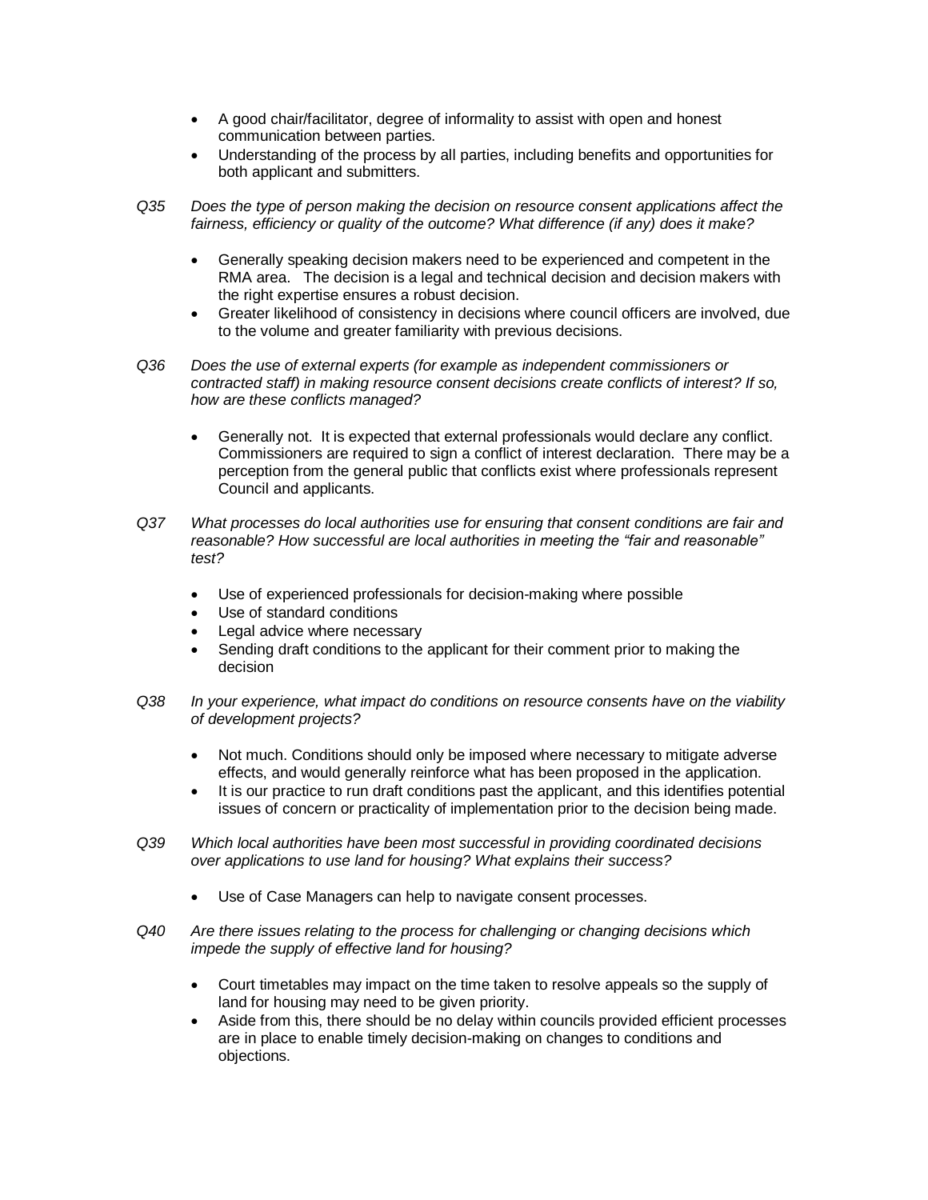- A good chair/facilitator, degree of informality to assist with open and honest communication between parties.
- Understanding of the process by all parties, including benefits and opportunities for both applicant and submitters.

Q35 *Does the type of person making the decision on resource consent applications affect the fairness, efficiency or quality of the outcome? What difference (if any) does it make?*

- Generally speaking decision makers need to be experienced and competent in the RMA area. The decision is a legal and technical decision and decision makers with the right expertise ensures a robust decision.
- Greater likelihood of consistency in decisions where council officers are involved, due to the volume and greater familiarity with previous decisions.

Q36 *Does the use of external experts (for example as independent commissioners or contracted staff) in making resource consent decisions create conflicts of interest? If so, how are these conflicts managed?*

- Generally not. It is expected that external professionals would declare any conflict. Commissioners are required to sign a conflict of interest declaration. There may be a perception from the general public that conflicts exist where professionals represent Council and applicants.

Q37 *What processes do local authorities use for ensuring that consent conditions are fair and reasonable? How successful are local authorities in meeting the "fair and reasonable" test?*

- Use of experienced professionals for decision-making where possible
- Use of standard conditions
- Legal advice where necessary
- Sending draft conditions to the applicant for their comment prior to making the decision

Q38 *In your experience, what impact do conditions on resource consents have on the viability of development projects?*

- Not much. Conditions should only be imposed where necessary to mitigate adverse effects, and would generally reinforce what has been proposed in the application.
- It is our practice to run draft conditions past the applicant, and this identifies potential issues of concern or practicality of implementation prior to the decision being made.

Q39 *Which local authorities have been most successful in providing coordinated decisions over applications to use land for housing? What explains their success?*

- Use of Case Managers can help to navigate consent processes.

Q40 *Are there issues relating to the process for challenging or changing decisions which impede the supply of effective land for housing?*

- Court timetables may impact on the time taken to resolve appeals so the supply of land for housing may need to be given priority.
- Aside from this, there should be no delay within councils provided efficient processes are in place to enable timely decision-making on changes to conditions and objections.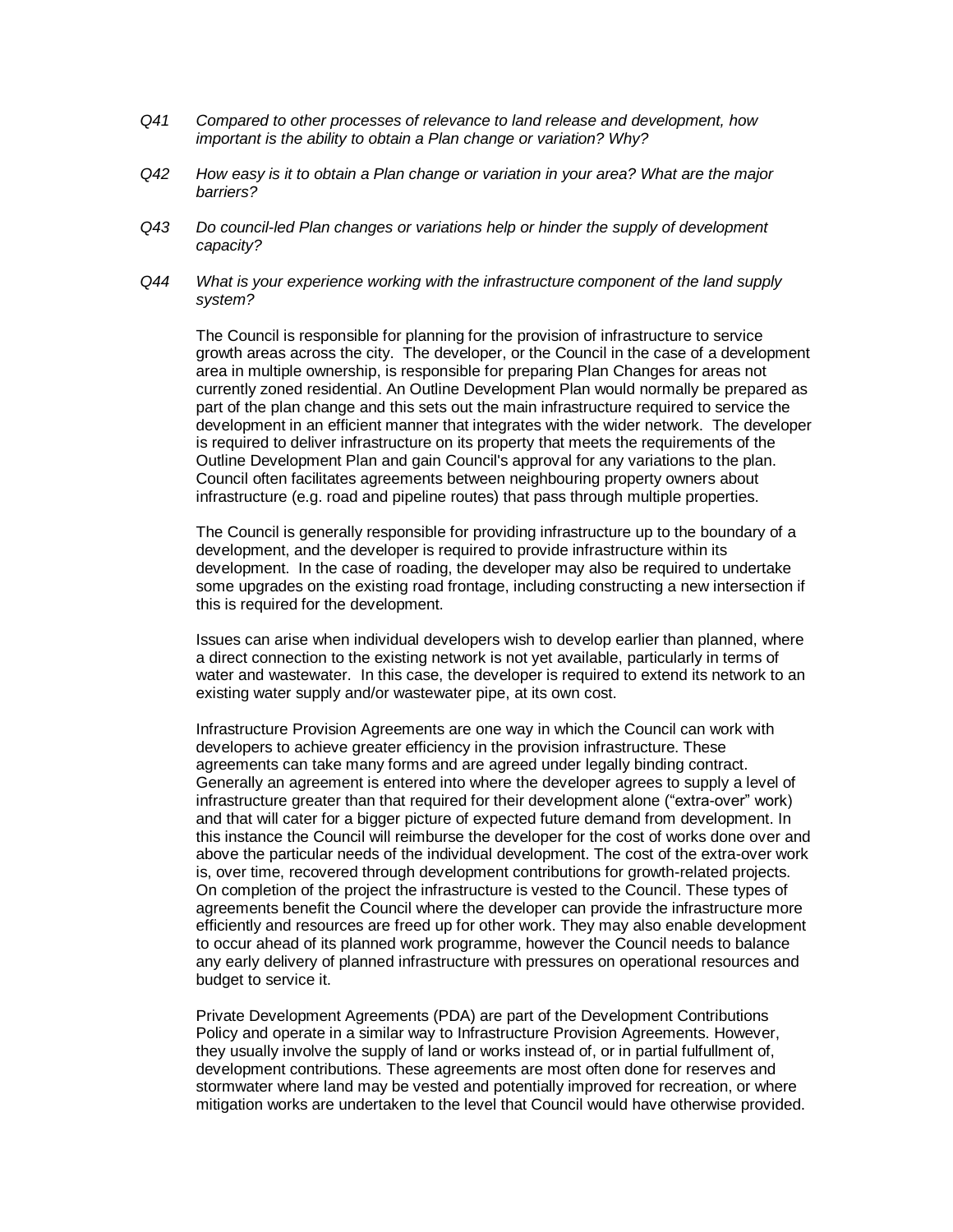*Q41 Compared to other processes of relevance to land release and development, how important is the ability to obtain a Plan change or variation? Why?*

*Q42 How easy is it to obtain a Plan change or variation in your area? What are the major barriers?*

*Q43 Do council-led Plan changes or variations help or hinder the supply of development capacity?*

*Q44 What is your experience working with the infrastructure component of the land supply system?*

The Council is responsible for planning for the provision of infrastructure to service growth areas across the city. The developer, or the Council in the case of a development area in multiple ownership, is responsible for preparing Plan Changes for areas not currently zoned residential. An Outline Development Plan would normally be prepared as part of the plan change and this sets out the main infrastructure required to service the development in an efficient manner that integrates with the wider network. The developer is required to deliver infrastructure on its property that meets the requirements of the Outline Development Plan and gain Council's approval for any variations to the plan. Council often facilitates agreements between neighbouring property owners about infrastructure (e.g. road and pipeline routes) that pass through multiple properties.

The Council is generally responsible for providing infrastructure up to the boundary of a development, and the developer is required to provide infrastructure within its development. In the case of roading, the developer may also be required to undertake some upgrades on the existing road frontage, including constructing a new intersection if this is required for the development.

Issues can arise when individual developers wish to develop earlier than planned, where a direct connection to the existing network is not yet available, particularly in terms of water and wastewater. In this case, the developer is required to extend its network to an existing water supply and/or wastewater pipe, at its own cost.

Infrastructure Provision Agreements are one way in which the Council can work with developers to achieve greater efficiency in the provision infrastructure. These agreements can take many forms and are agreed under legally binding contract. Generally an agreement is entered into where the developer agrees to supply a level of infrastructure greater than that required for their development alone ("extra-over" work) and that will cater for a bigger picture of expected future demand from development. In this instance the Council will reimburse the developer for the cost of works done over and above the particular needs of the individual development. The cost of the extra-over work is, over time, recovered through development contributions for growth-related projects. On completion of the project the infrastructure is vested to the Council. These types of agreements benefit the Council where the developer can provide the infrastructure more efficiently and resources are freed up for other work. They may also enable development to occur ahead of its planned work programme, however the Council needs to balance any early delivery of planned infrastructure with pressures on operational resources and budget to service it.

Private Development Agreements (PDA) are part of the Development Contributions Policy and operate in a similar way to Infrastructure Provision Agreements. However, they usually involve the supply of land or works instead of, or in partial fulfillment of, development contributions. These agreements are most often done for reserves and stormwater where land may be vested and potentially improved for recreation, or where mitigation works are undertaken to the level that Council would have otherwise provided.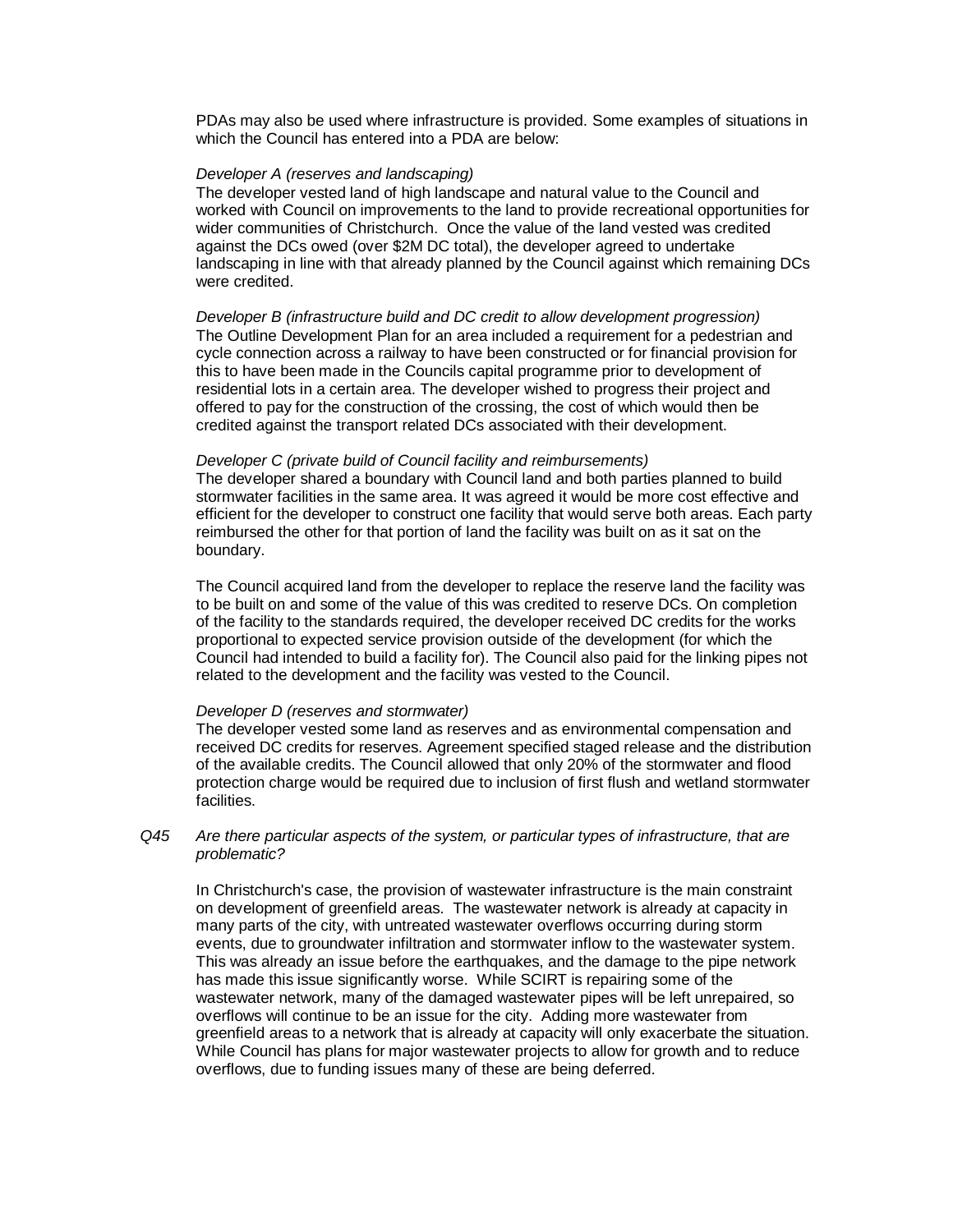PDAs may also be used where infrastructure is provided. Some examples of situations in which the Council has entered into a PDA are below:

*Developer A (reserves and landscaping)*
The developer vested land of high landscape and natural value to the Council and worked with Council on improvements to the land to provide recreational opportunities for wider communities of Christchurch. Once the value of the land vested was credited against the DCs owed (over $2M DC total), the developer agreed to undertake landscaping in line with that already planned by the Council against which remaining DCs were credited.

*Developer B (infrastructure build and DC credit to allow development progression)*
The Outline Development Plan for an area included a requirement for a pedestrian and cycle connection across a railway to have been constructed or for financial provision for this to have been made in the Councils capital programme prior to development of residential lots in a certain area. The developer wished to progress their project and offered to pay for the construction of the crossing, the cost of which would then be credited against the transport related DCs associated with their development.

*Developer C (private build of Council facility and reimbursements)*
The developer shared a boundary with Council land and both parties planned to build stormwater facilities in the same area. It was agreed it would be more cost effective and efficient for the developer to construct one facility that would serve both areas. Each party reimbursed the other for that portion of land the facility was built on as it sat on the boundary.

The Council acquired land from the developer to replace the reserve land the facility was to be built on and some of the value of this was credited to reserve DCs. On completion of the facility to the standards required, the developer received DC credits for the works proportional to expected service provision outside of the development (for which the Council had intended to build a facility for). The Council also paid for the linking pipes not related to the development and the facility was vested to the Council.

*Developer D (reserves and stormwater)*
The developer vested some land as reserves and as environmental compensation and received DC credits for reserves. Agreement specified staged release and the distribution of the available credits. The Council allowed that only 20% of the stormwater and flood protection charge would be required due to inclusion of first flush and wetland stormwater facilities.

*Q45 Are there particular aspects of the system, or particular types of infrastructure, that are problematic?*

In Christchurch's case, the provision of wastewater infrastructure is the main constraint on development of greenfield areas. The wastewater network is already at capacity in many parts of the city, with untreated wastewater overflows occurring during storm events, due to groundwater infiltration and stormwater inflow to the wastewater system. This was already an issue before the earthquakes, and the damage to the pipe network has made this issue significantly worse. While SCIRT is repairing some of the wastewater network, many of the damaged wastewater pipes will be left unrepaired, so overflows will continue to be an issue for the city. Adding more wastewater from greenfield areas to a network that is already at capacity will only exacerbate the situation. While Council has plans for major wastewater projects to allow for growth and to reduce overflows, due to funding issues many of these are being deferred.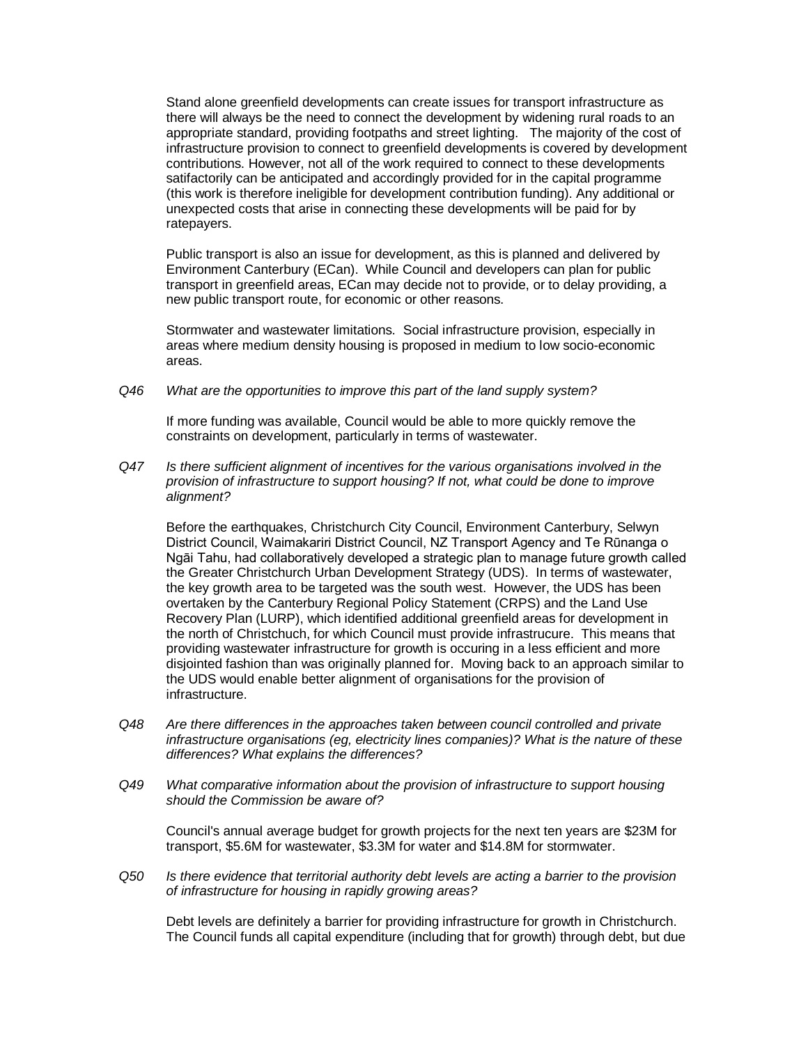Stand alone greenfield developments can create issues for transport infrastructure as there will always be the need to connect the development by widening rural roads to an appropriate standard, providing footpaths and street lighting. The majority of the cost of infrastructure provision to connect to greenfield developments is covered by development contributions. However, not all of the work required to connect to these developments satifactorily can be anticipated and accordingly provided for in the capital programme (this work is therefore ineligible for development contribution funding). Any additional or unexpected costs that arise in connecting these developments will be paid for by ratepayers.

Public transport is also an issue for development, as this is planned and delivered by Environment Canterbury (ECan). While Council and developers can plan for public transport in greenfield areas, ECan may decide not to provide, or to delay providing, a new public transport route, for economic or other reasons.

Stormwater and wastewater limitations. Social infrastructure provision, especially in areas where medium density housing is proposed in medium to low socio-economic areas.

*Q46 What are the opportunities to improve this part of the land supply system?*

If more funding was available, Council would be able to more quickly remove the constraints on development, particularly in terms of wastewater.

*Q47 Is there sufficient alignment of incentives for the various organisations involved in the provision of infrastructure to support housing? If not, what could be done to improve alignment?*

Before the earthquakes, Christchurch City Council, Environment Canterbury, Selwyn District Council, Waimakariri District Council, NZ Transport Agency and Te Rūnanga o Ngāi Tahu, had collaboratively developed a strategic plan to manage future growth called the Greater Christchurch Urban Development Strategy (UDS). In terms of wastewater, the key growth area to be targeted was the south west. However, the UDS has been overtaken by the Canterbury Regional Policy Statement (CRPS) and the Land Use Recovery Plan (LURP), which identified additional greenfield areas for development in the north of Christchuch, for which Council must provide infrastrucure. This means that providing wastewater infrastructure for growth is occuring in a less efficient and more disjointed fashion than was originally planned for. Moving back to an approach similar to the UDS would enable better alignment of organisations for the provision of infrastructure.

*Q48 Are there differences in the approaches taken between council controlled and private infrastructure organisations (eg, electricity lines companies)? What is the nature of these differences? What explains the differences?*

*Q49 What comparative information about the provision of infrastructure to support housing should the Commission be aware of?*

Council's annual average budget for growth projects for the next ten years are \$23M for transport, \$5.6M for wastewater, \$3.3M for water and \$14.8M for stormwater.

*Q50 Is there evidence that territorial authority debt levels are acting a barrier to the provision of infrastructure for housing in rapidly growing areas?*

Debt levels are definitely a barrier for providing infrastructure for growth in Christchurch. The Council funds all capital expenditure (including that for growth) through debt, but due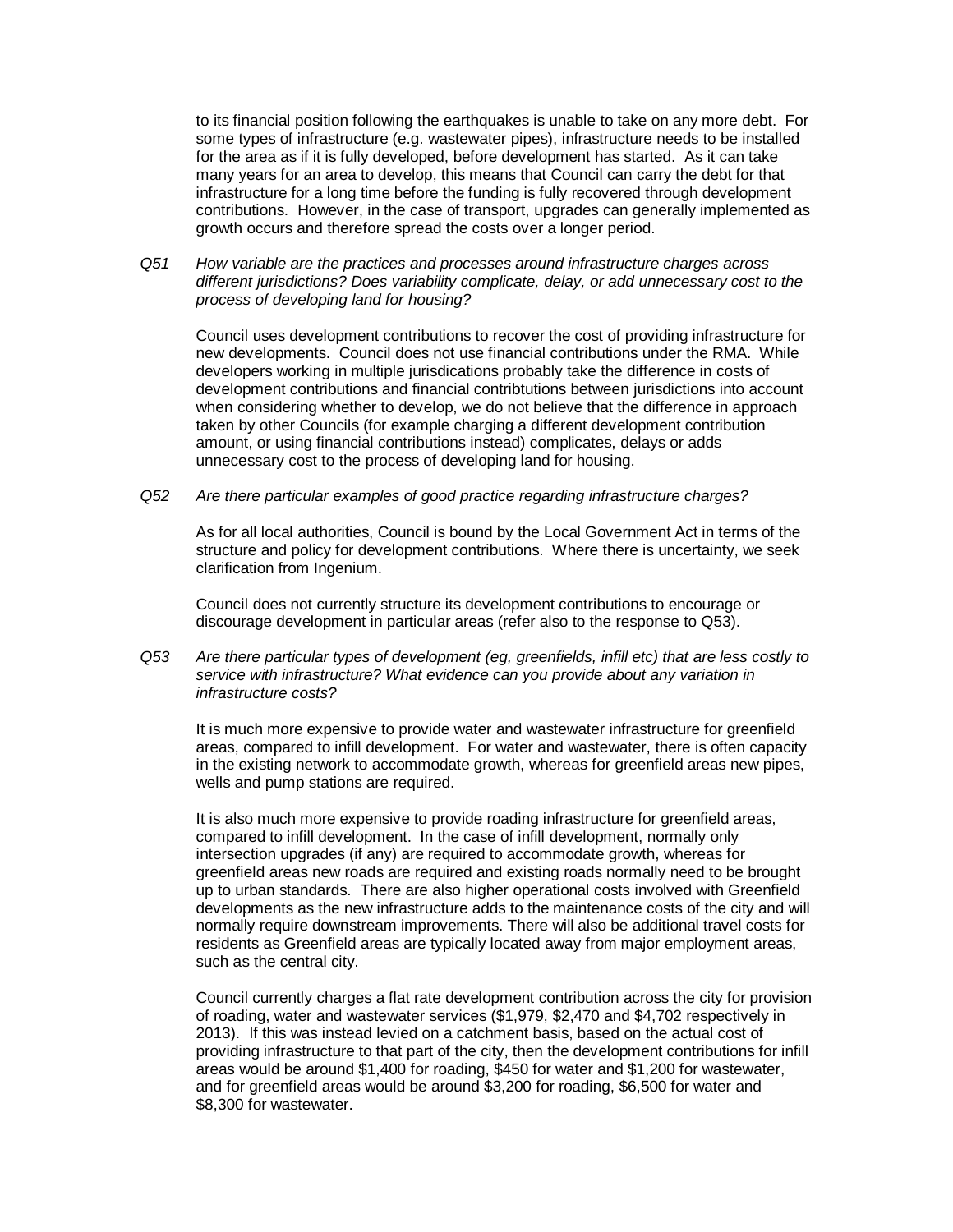to its financial position following the earthquakes is unable to take on any more debt. For some types of infrastructure (e.g. wastewater pipes), infrastructure needs to be installed for the area as if it is fully developed, before development has started. As it can take many years for an area to develop, this means that Council can carry the debt for that infrastructure for a long time before the funding is fully recovered through development contributions. However, in the case of transport, upgrades can generally implemented as growth occurs and therefore spread the costs over a longer period.

*Q51 How variable are the practices and processes around infrastructure charges across different jurisdictions? Does variability complicate, delay, or add unnecessary cost to the process of developing land for housing?*

Council uses development contributions to recover the cost of providing infrastructure for new developments. Council does not use financial contributions under the RMA. While developers working in multiple jurisdications probably take the difference in costs of development contributions and financial contribtutions between jurisdictions into account when considering whether to develop, we do not believe that the difference in approach taken by other Councils (for example charging a different development contribution amount, or using financial contributions instead) complicates, delays or adds unnecessary cost to the process of developing land for housing.

*Q52 Are there particular examples of good practice regarding infrastructure charges?*

As for all local authorities, Council is bound by the Local Government Act in terms of the structure and policy for development contributions. Where there is uncertainty, we seek clarification from Ingenium.

Council does not currently structure its development contributions to encourage or discourage development in particular areas (refer also to the response to Q53).

*Q53 Are there particular types of development (eg, greenfields, infill etc) that are less costly to service with infrastructure? What evidence can you provide about any variation in infrastructure costs?*

It is much more expensive to provide water and wastewater infrastructure for greenfield areas, compared to infill development. For water and wastewater, there is often capacity in the existing network to accommodate growth, whereas for greenfield areas new pipes, wells and pump stations are required.

It is also much more expensive to provide roading infrastructure for greenfield areas, compared to infill development. In the case of infill development, normally only intersection upgrades (if any) are required to accommodate growth, whereas for greenfield areas new roads are required and existing roads normally need to be brought up to urban standards. There are also higher operational costs involved with Greenfield developments as the new infrastructure adds to the maintenance costs of the city and will normally require downstream improvements. There will also be additional travel costs for residents as Greenfield areas are typically located away from major employment areas, such as the central city.

Council currently charges a flat rate development contribution across the city for provision of roading, water and wastewater services ($1,979, $2,470 and $4,702 respectively in 2013). If this was instead levied on a catchment basis, based on the actual cost of providing infrastructure to that part of the city, then the development contributions for infill areas would be around $1,400 for roading, $450 for water and $1,200 for wastewater, and for greenfield areas would be around $3,200 for roading, $6,500 for water and $8,300 for wastewater.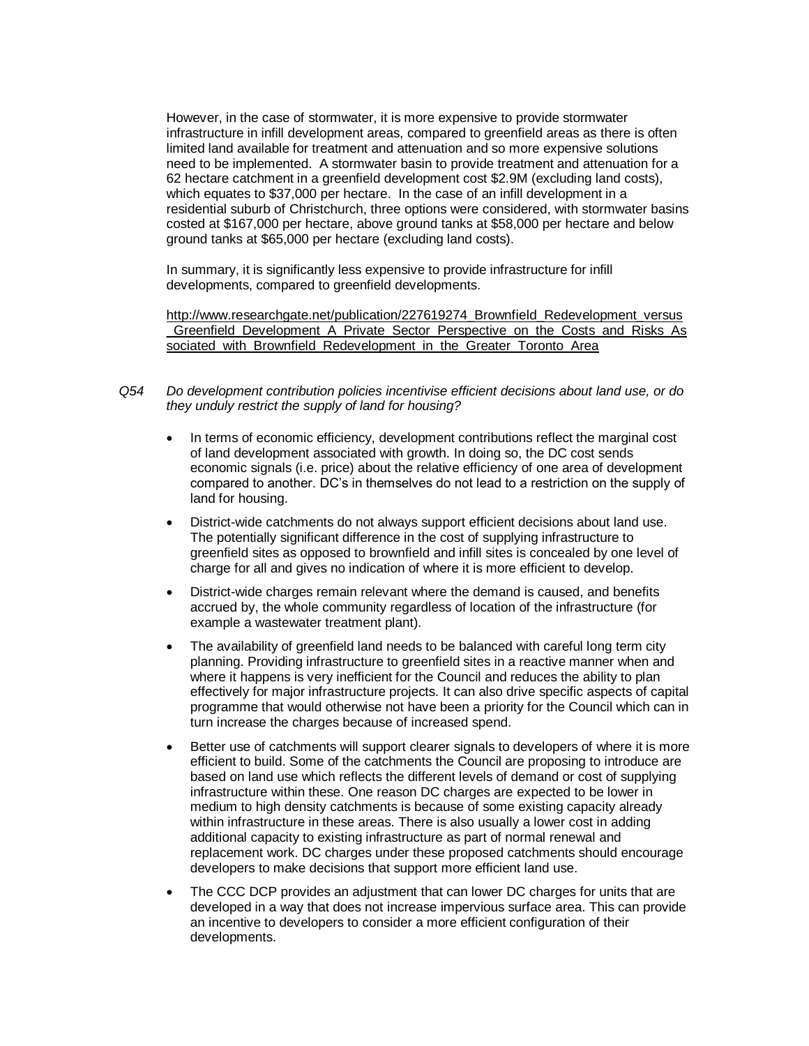However, in the case of stormwater, it is more expensive to provide stormwater infrastructure in infill development areas, compared to greenfield areas as there is often limited land available for treatment and attenuation and so more expensive solutions need to be implemented. A stormwater basin to provide treatment and attenuation for a 62 hectare catchment in a greenfield development cost $2.9M (excluding land costs), which equates to $37,000 per hectare. In the case of an infill development in a residential suburb of Christchurch, three options were considered, with stormwater basins costed at $167,000 per hectare, above ground tanks at $58,000 per hectare and below ground tanks at $65,000 per hectare (excluding land costs).

In summary, it is significantly less expensive to provide infrastructure for infill developments, compared to greenfield developments.

http://www.researchgate.net/publication/227619274_Brownfield_Redevelopment_versus_Greenfield_Development_A_Private_Sector_Perspective_on_the_Costs_and_Risks_Associated_with_Brownfield_Redevelopment_in_the_Greater_Toronto_Area

*Q54 Do development contribution policies incentivise efficient decisions about land use, or do they unduly restrict the supply of land for housing?*

- In terms of economic efficiency, development contributions reflect the marginal cost of land development associated with growth. In doing so, the DC cost sends economic signals (i.e. price) about the relative efficiency of one area of development compared to another. DC's in themselves do not lead to a restriction on the supply of land for housing.
- District-wide catchments do not always support efficient decisions about land use. The potentially significant difference in the cost of supplying infrastructure to greenfield sites as opposed to brownfield and infill sites is concealed by one level of charge for all and gives no indication of where it is more efficient to develop.
- District-wide charges remain relevant where the demand is caused, and benefits accrued by, the whole community regardless of location of the infrastructure (for example a wastewater treatment plant).
- The availability of greenfield land needs to be balanced with careful long term city planning. Providing infrastructure to greenfield sites in a reactive manner when and where it happens is very inefficient for the Council and reduces the ability to plan effectively for major infrastructure projects. It can also drive specific aspects of capital programme that would otherwise not have been a priority for the Council which can in turn increase the charges because of increased spend.
- Better use of catchments will support clearer signals to developers of where it is more efficient to build. Some of the catchments the Council are proposing to introduce are based on land use which reflects the different levels of demand or cost of supplying infrastructure within these. One reason DC charges are expected to be lower in medium to high density catchments is because of some existing capacity already within infrastructure in these areas. There is also usually a lower cost in adding additional capacity to existing infrastructure as part of normal renewal and replacement work. DC charges under these proposed catchments should encourage developers to make decisions that support more efficient land use.
- The CCC DCP provides an adjustment that can lower DC charges for units that are developed in a way that does not increase impervious surface area. This can provide an incentive to developers to consider a more efficient configuration of their developments.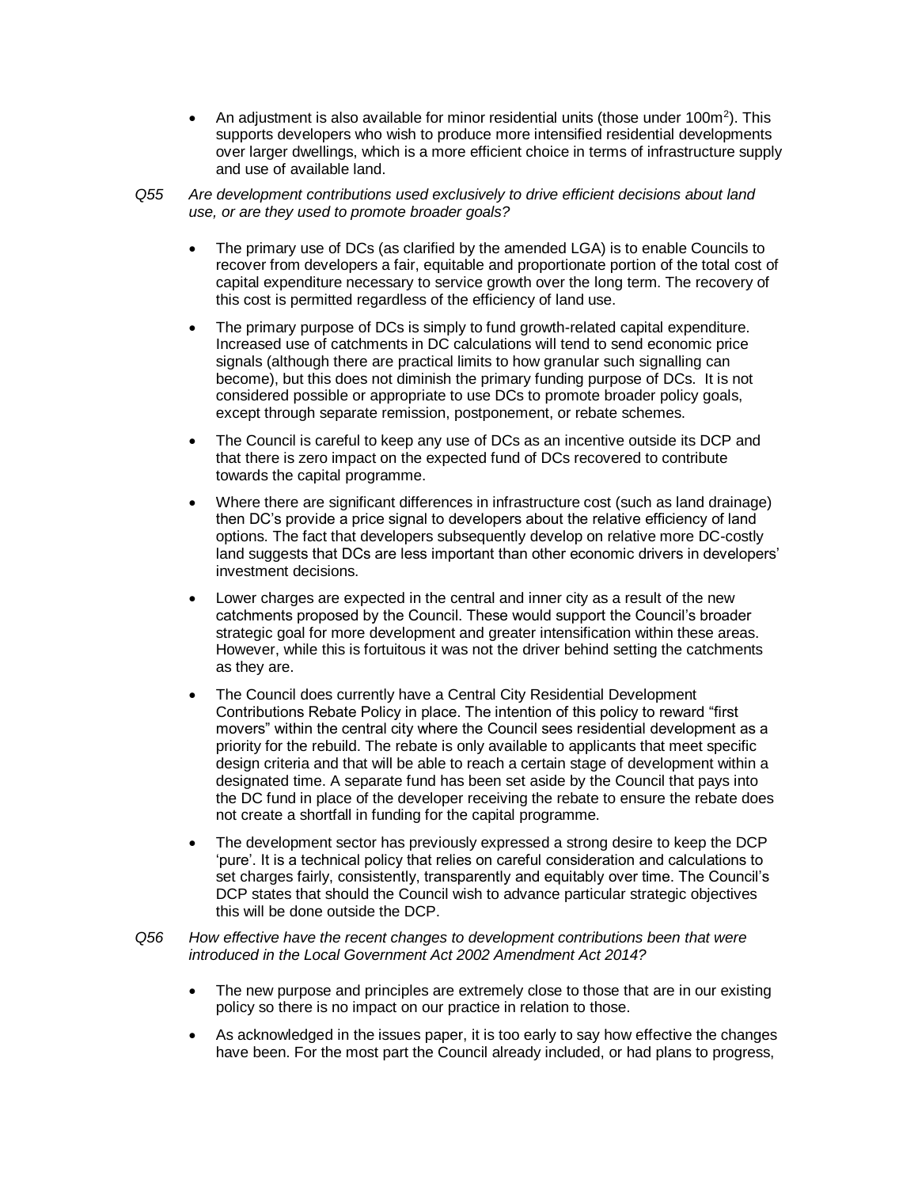- An adjustment is also available for minor residential units (those under $100m^2$). This supports developers who wish to produce more intensified residential developments over larger dwellings, which is a more efficient choice in terms of infrastructure supply and use of available land.

Q55 *Are development contributions used exclusively to drive efficient decisions about land use, or are they used to promote broader goals?*

- The primary use of DCs (as clarified by the amended LGA) is to enable Councils to recover from developers a fair, equitable and proportionate portion of the total cost of capital expenditure necessary to service growth over the long term. The recovery of this cost is permitted regardless of the efficiency of land use.
- The primary purpose of DCs is simply to fund growth-related capital expenditure. Increased use of catchments in DC calculations will tend to send economic price signals (although there are practical limits to how granular such signalling can become), but this does not diminish the primary funding purpose of DCs. It is not considered possible or appropriate to use DCs to promote broader policy goals, except through separate remission, postponement, or rebate schemes.
- The Council is careful to keep any use of DCs as an incentive outside its DCP and that there is zero impact on the expected fund of DCs recovered to contribute towards the capital programme.
- Where there are significant differences in infrastructure cost (such as land drainage) then DC's provide a price signal to developers about the relative efficiency of land options. The fact that developers subsequently develop on relative more DC-costly land suggests that DCs are less important than other economic drivers in developers' investment decisions.
- Lower charges are expected in the central and inner city as a result of the new catchments proposed by the Council. These would support the Council's broader strategic goal for more development and greater intensification within these areas. However, while this is fortuitous it was not the driver behind setting the catchments as they are.
- The Council does currently have a Central City Residential Development Contributions Rebate Policy in place. The intention of this policy to reward "first movers" within the central city where the Council sees residential development as a priority for the rebuild. The rebate is only available to applicants that meet specific design criteria and that will be able to reach a certain stage of development within a designated time. A separate fund has been set aside by the Council that pays into the DC fund in place of the developer receiving the rebate to ensure the rebate does not create a shortfall in funding for the capital programme.
- The development sector has previously expressed a strong desire to keep the DCP 'pure'. It is a technical policy that relies on careful consideration and calculations to set charges fairly, consistently, transparently and equitably over time. The Council's DCP states that should the Council wish to advance particular strategic objectives this will be done outside the DCP.

Q56 *How effective have the recent changes to development contributions been that were introduced in the Local Government Act 2002 Amendment Act 2014?*

- The new purpose and principles are extremely close to those that are in our existing policy so there is no impact on our practice in relation to those.
- As acknowledged in the issues paper, it is too early to say how effective the changes have been. For the most part the Council already included, or had plans to progress,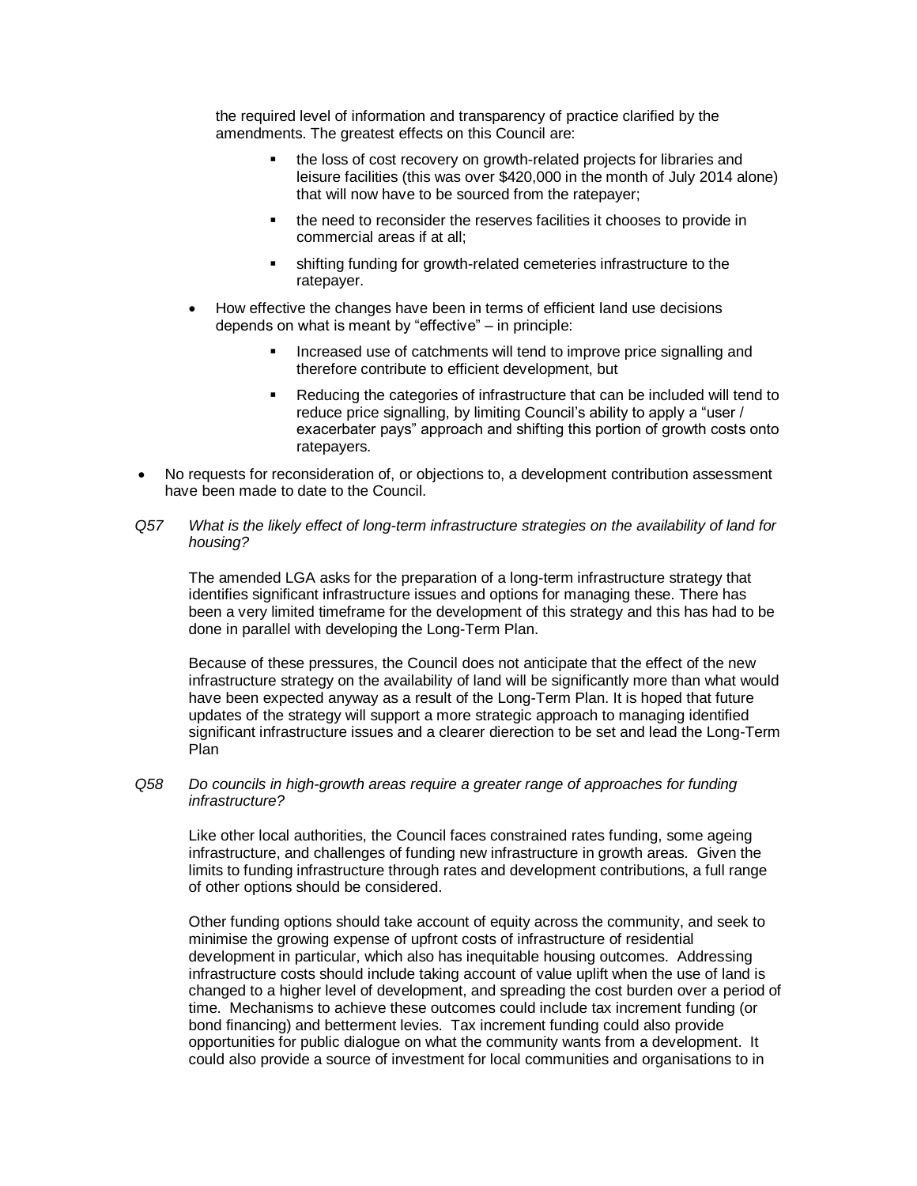the required level of information and transparency of practice clarified by the amendments. The greatest effects on this Council are:

  - the loss of cost recovery on growth-related projects for libraries and leisure facilities (this was over $420,000 in the month of July 2014 alone) that will now have to be sourced from the ratepayer;
  - the need to reconsider the reserves facilities it chooses to provide in commercial areas if at all;
  - shifting funding for growth-related cemeteries infrastructure to the ratepayer.

- How effective the changes have been in terms of efficient land use decisions depends on what is meant by "effective" – in principle:
  - Increased use of catchments will tend to improve price signalling and therefore contribute to efficient development, but
  - Reducing the categories of infrastructure that can be included will tend to reduce price signalling, by limiting Council's ability to apply a "user / exacerbater pays" approach and shifting this portion of growth costs onto ratepayers.

- No requests for reconsideration of, or objections to, a development contribution assessment have been made to date to the Council.

*Q57 What is the likely effect of long-term infrastructure strategies on the availability of land for housing?*

The amended LGA asks for the preparation of a long-term infrastructure strategy that identifies significant infrastructure issues and options for managing these. There has been a very limited timeframe for the development of this strategy and this has had to be done in parallel with developing the Long-Term Plan.

Because of these pressures, the Council does not anticipate that the effect of the new infrastructure strategy on the availability of land will be significantly more than what would have been expected anyway as a result of the Long-Term Plan. It is hoped that future updates of the strategy will support a more strategic approach to managing identified significant infrastructure issues and a clearer dierection to be set and lead the Long-Term Plan

*Q58 Do councils in high-growth areas require a greater range of approaches for funding infrastructure?*

Like other local authorities, the Council faces constrained rates funding, some ageing infrastructure, and challenges of funding new infrastructure in growth areas. Given the limits to funding infrastructure through rates and development contributions, a full range of other options should be considered.

Other funding options should take account of equity across the community, and seek to minimise the growing expense of upfront costs of infrastructure of residential development in particular, which also has inequitable housing outcomes. Addressing infrastructure costs should include taking account of value uplift when the use of land is changed to a higher level of development, and spreading the cost burden over a period of time. Mechanisms to achieve these outcomes could include tax increment funding (or bond financing) and betterment levies. Tax increment funding could also provide opportunities for public dialogue on what the community wants from a development. It could also provide a source of investment for local communities and organisations to in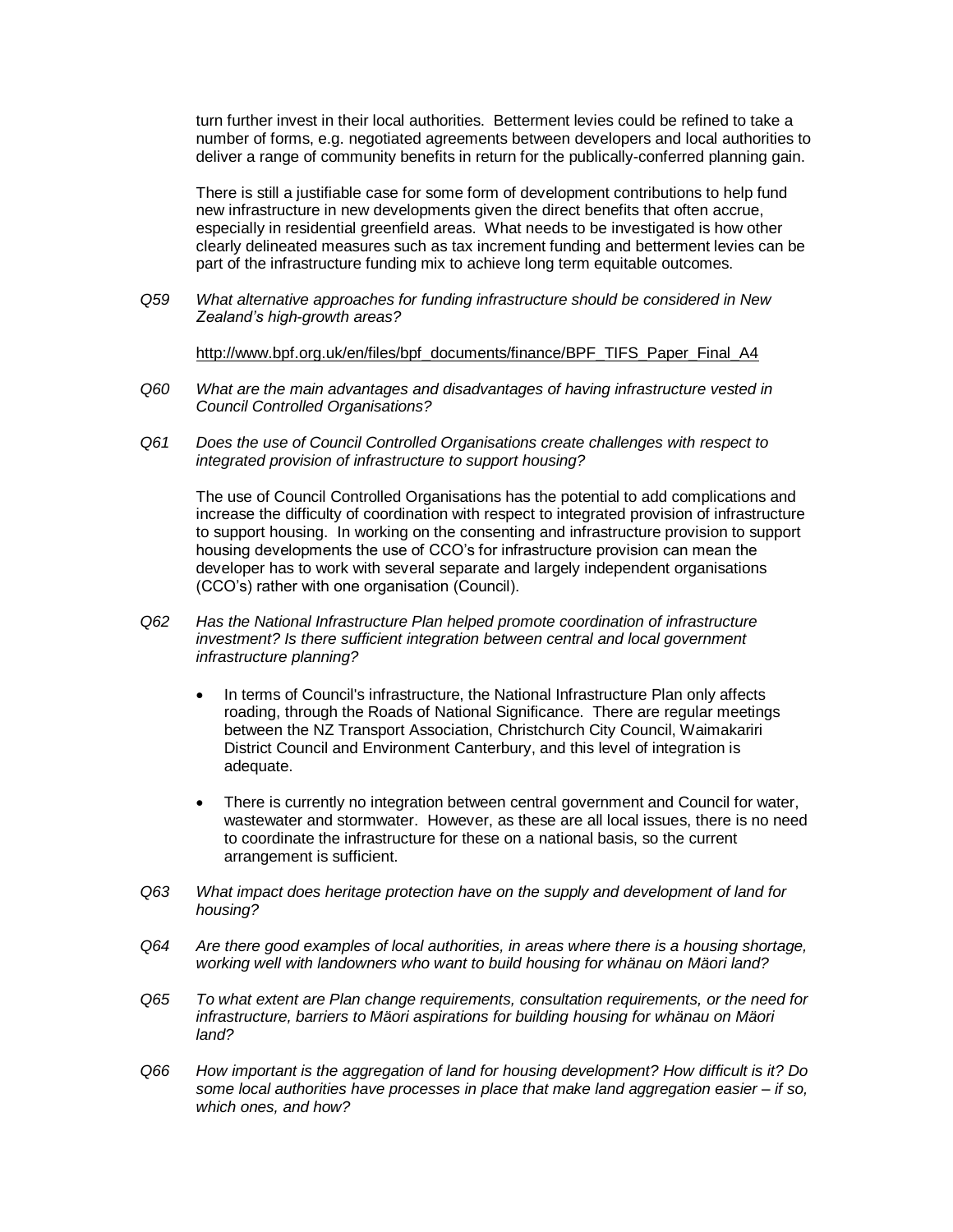turn further invest in their local authorities. Betterment levies could be refined to take a number of forms, e.g. negotiated agreements between developers and local authorities to deliver a range of community benefits in return for the publically-conferred planning gain.

There is still a justifiable case for some form of development contributions to help fund new infrastructure in new developments given the direct benefits that often accrue, especially in residential greenfield areas. What needs to be investigated is how other clearly delineated measures such as tax increment funding and betterment levies can be part of the infrastructure funding mix to achieve long term equitable outcomes.

*Q59 What alternative approaches for funding infrastructure should be considered in New Zealand's high-growth areas?*

http://www.bpf.org.uk/en/files/bpf_documents/finance/BPF_TIFS_Paper_Final_A4

*Q60 What are the main advantages and disadvantages of having infrastructure vested in Council Controlled Organisations?*

*Q61 Does the use of Council Controlled Organisations create challenges with respect to integrated provision of infrastructure to support housing?*

The use of Council Controlled Organisations has the potential to add complications and increase the difficulty of coordination with respect to integrated provision of infrastructure to support housing. In working on the consenting and infrastructure provision to support housing developments the use of CCO's for infrastructure provision can mean the developer has to work with several separate and largely independent organisations (CCO's) rather with one organisation (Council).

*Q62 Has the National Infrastructure Plan helped promote coordination of infrastructure investment? Is there sufficient integration between central and local government infrastructure planning?*

- In terms of Council's infrastructure, the National Infrastructure Plan only affects roading, through the Roads of National Significance. There are regular meetings between the NZ Transport Association, Christchurch City Council, Waimakariri District Council and Environment Canterbury, and this level of integration is adequate.
- There is currently no integration between central government and Council for water, wastewater and stormwater. However, as these are all local issues, there is no need to coordinate the infrastructure for these on a national basis, so the current arrangement is sufficient.

*Q63 What impact does heritage protection have on the supply and development of land for housing?*

*Q64 Are there good examples of local authorities, in areas where there is a housing shortage, working well with landowners who want to build housing for whänau on Mäori land?*

*Q65 To what extent are Plan change requirements, consultation requirements, or the need for infrastructure, barriers to Mäori aspirations for building housing for whänau on Mäori land?*

*Q66 How important is the aggregation of land for housing development? How difficult is it? Do some local authorities have processes in place that make land aggregation easier – if so, which ones, and how?*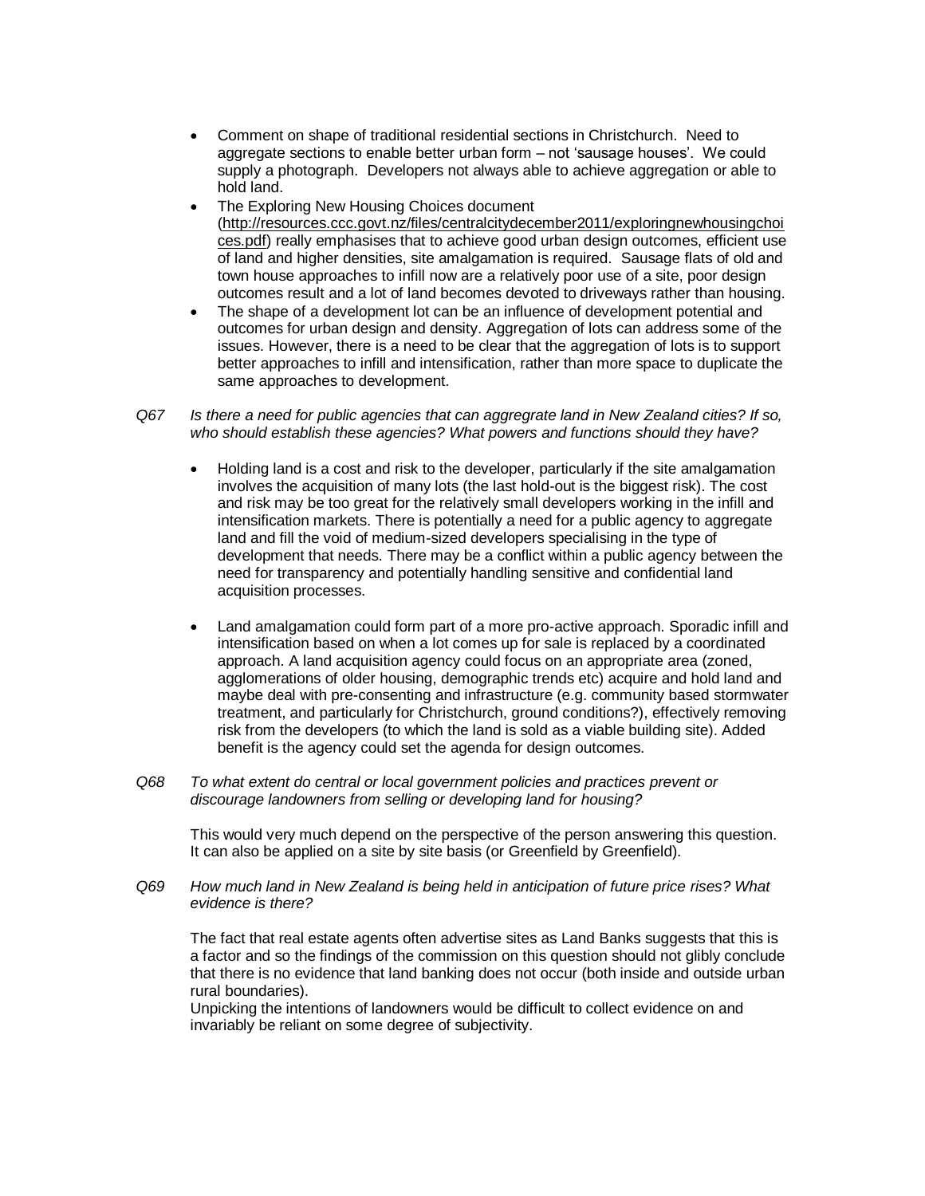- Comment on shape of traditional residential sections in Christchurch. Need to aggregate sections to enable better urban form – not 'sausage houses'. We could supply a photograph. Developers not always able to achieve aggregation or able to hold land.
- The Exploring New Housing Choices document (http://resources.ccc.govt.nz/files/centralcitydecember2011/exploringnewhousingchoices.pdf) really emphasises that to achieve good urban design outcomes, efficient use of land and higher densities, site amalgamation is required. Sausage flats of old and town house approaches to infill now are a relatively poor use of a site, poor design outcomes result and a lot of land becomes devoted to driveways rather than housing.
- The shape of a development lot can be an influence of development potential and outcomes for urban design and density. Aggregation of lots can address some of the issues. However, there is a need to be clear that the aggregation of lots is to support better approaches to infill and intensification, rather than more space to duplicate the same approaches to development.

*Q67 Is there a need for public agencies that can aggregrate land in New Zealand cities? If so, who should establish these agencies? What powers and functions should they have?*

- Holding land is a cost and risk to the developer, particularly if the site amalgamation involves the acquisition of many lots (the last hold-out is the biggest risk). The cost and risk may be too great for the relatively small developers working in the infill and intensification markets. There is potentially a need for a public agency to aggregate land and fill the void of medium-sized developers specialising in the type of development that needs. There may be a conflict within a public agency between the need for transparency and potentially handling sensitive and confidential land acquisition processes.

- Land amalgamation could form part of a more pro-active approach. Sporadic infill and intensification based on when a lot comes up for sale is replaced by a coordinated approach. A land acquisition agency could focus on an appropriate area (zoned, agglomerations of older housing, demographic trends etc) acquire and hold land and maybe deal with pre-consenting and infrastructure (e.g. community based stormwater treatment, and particularly for Christchurch, ground conditions?), effectively removing risk from the developers (to which the land is sold as a viable building site). Added benefit is the agency could set the agenda for design outcomes.

*Q68 To what extent do central or local government policies and practices prevent or discourage landowners from selling or developing land for housing?*

This would very much depend on the perspective of the person answering this question. It can also be applied on a site by site basis (or Greenfield by Greenfield).

*Q69 How much land in New Zealand is being held in anticipation of future price rises? What evidence is there?*

The fact that real estate agents often advertise sites as Land Banks suggests that this is a factor and so the findings of the commission on this question should not glibly conclude that there is no evidence that land banking does not occur (both inside and outside urban rural boundaries).

Unpicking the intentions of landowners would be difficult to collect evidence on and invariably be reliant on some degree of subjectivity.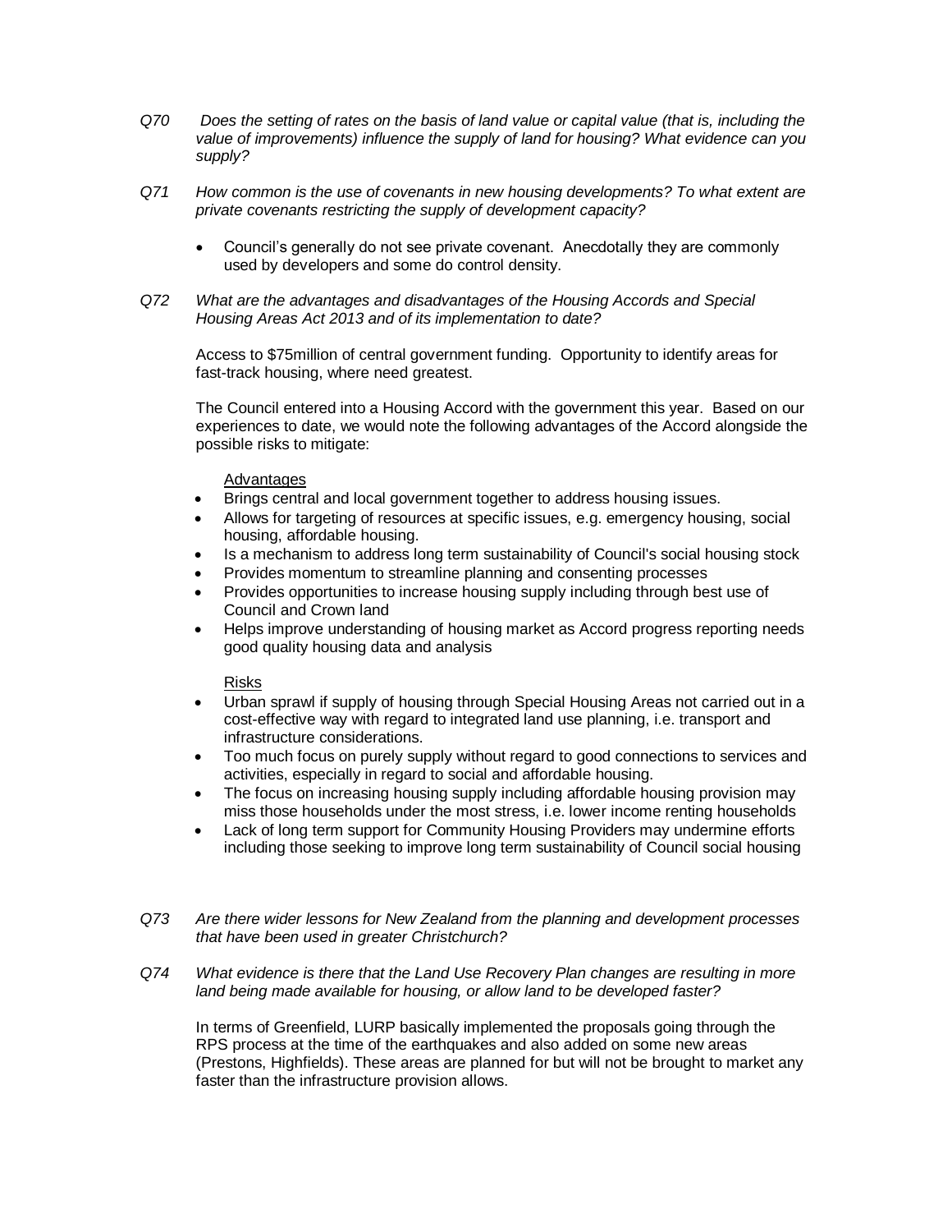*Q70 Does the setting of rates on the basis of land value or capital value (that is, including the value of improvements) influence the supply of land for housing? What evidence can you supply?*

*Q71 How common is the use of covenants in new housing developments? To what extent are private covenants restricting the supply of development capacity?*

- Council's generally do not see private covenant. Anecdotally they are commonly used by developers and some do control density.

*Q72 What are the advantages and disadvantages of the Housing Accords and Special Housing Areas Act 2013 and of its implementation to date?*

Access to $75million of central government funding. Opportunity to identify areas for fast-track housing, where need greatest.

The Council entered into a Housing Accord with the government this year. Based on our experiences to date, we would note the following advantages of the Accord alongside the possible risks to mitigate:

<u>Advantages</u>

- Brings central and local government together to address housing issues.
- Allows for targeting of resources at specific issues, e.g. emergency housing, social housing, affordable housing.
- Is a mechanism to address long term sustainability of Council's social housing stock
- Provides momentum to streamline planning and consenting processes
- Provides opportunities to increase housing supply including through best use of Council and Crown land
- Helps improve understanding of housing market as Accord progress reporting needs good quality housing data and analysis

<u>Risks</u>

- Urban sprawl if supply of housing through Special Housing Areas not carried out in a cost-effective way with regard to integrated land use planning, i.e. transport and infrastructure considerations.
- Too much focus on purely supply without regard to good connections to services and activities, especially in regard to social and affordable housing.
- The focus on increasing housing supply including affordable housing provision may miss those households under the most stress, i.e. lower income renting households
- Lack of long term support for Community Housing Providers may undermine efforts including those seeking to improve long term sustainability of Council social housing

*Q73 Are there wider lessons for New Zealand from the planning and development processes that have been used in greater Christchurch?*

*Q74 What evidence is there that the Land Use Recovery Plan changes are resulting in more land being made available for housing, or allow land to be developed faster?*

In terms of Greenfield, LURP basically implemented the proposals going through the RPS process at the time of the earthquakes and also added on some new areas (Prestons, Highfields). These areas are planned for but will not be brought to market any faster than the infrastructure provision allows.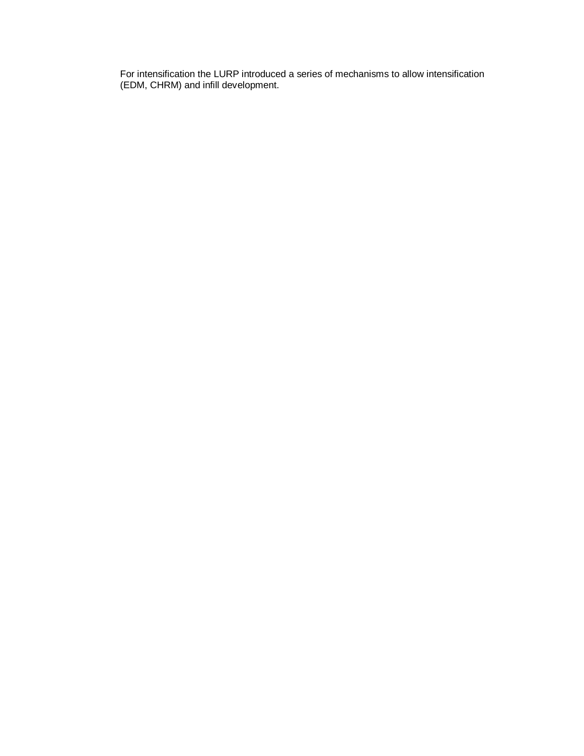For intensification the LURP introduced a series of mechanisms to allow intensification (EDM, CHRM) and infill development.